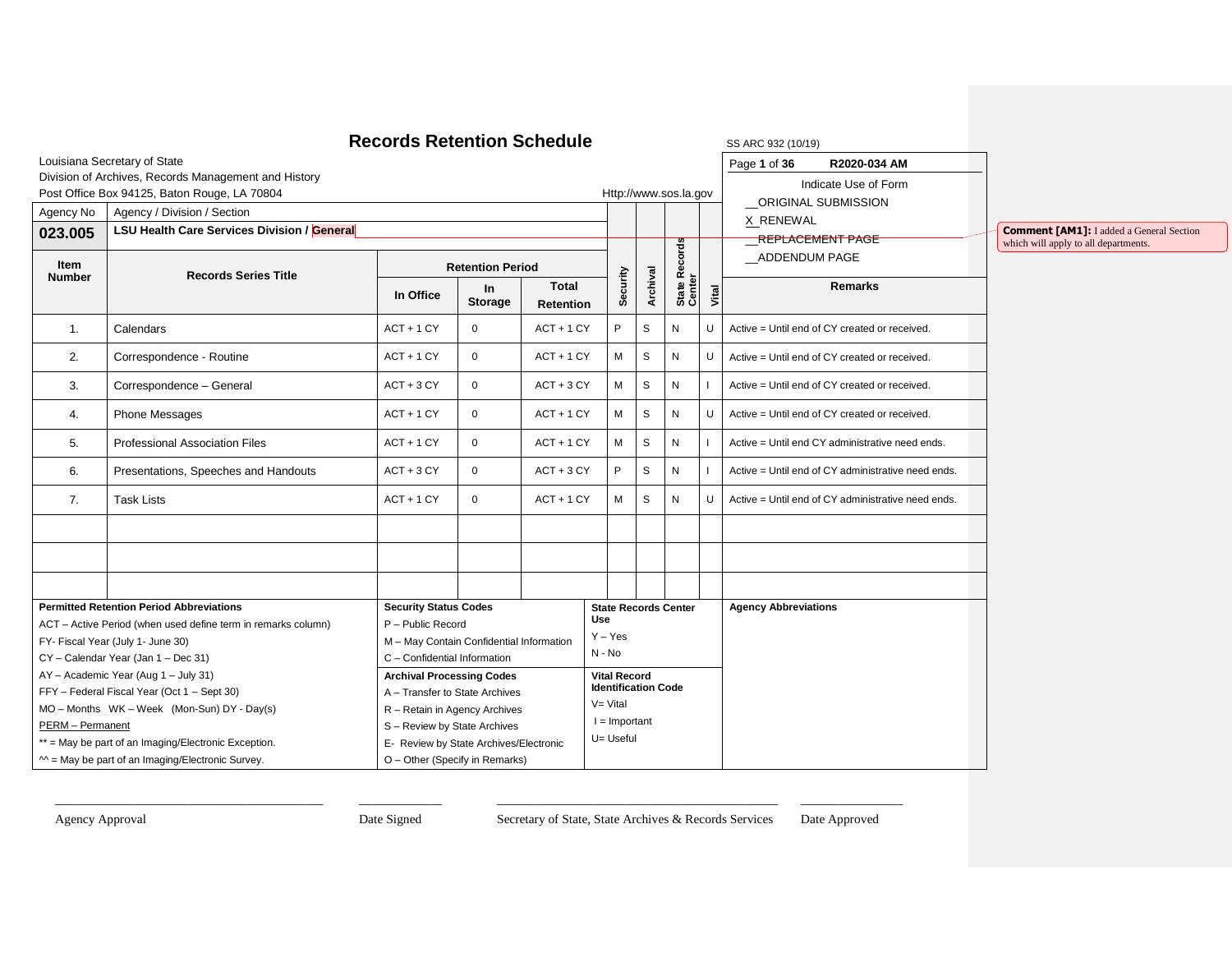# Records Retention Schedule

SS ARC 932 (10/19)

Louisiana Secretary of State
Division of Archives, Records Management and History
Post Office Box 94125, Baton Rouge, LA 70804

Http://www.sos.la.gov

**R2020-034 AM**

Indicate Use of Form

__ORIGINAL SUBMISSION
X_RENEWAL
~~__REPLACEMENT PAGE~~
__ADDENDUM PAGE

| Agency No | Agency / Division / Section |
|---|---|
| **023.005** | **LSU Health Care Services Division / General** |

**Comment [AM1]:** I added a General Section which will apply to all departments.

| Item Number | Records Series Title | Retention Period | | | Security | Archival | State Records Center | Vital | Remarks |
|---|---|---|---|---|---|---|---|---|---|
| | | In Office | In Storage | Total Retention | | | | | |
| 1. | Calendars | ACT + 1 CY | 0 | ACT + 1 CY | P | S | N | U | Active = Until end of CY created or received. |
| 2. | Correspondence - Routine | ACT + 1 CY | 0 | ACT + 1 CY | M | S | N | U | Active = Until end of CY created or received. |
| 3. | Correspondence – General | ACT + 3 CY | 0 | ACT + 3 CY | M | S | N | I | Active = Until end of CY created or received. |
| 4. | Phone Messages | ACT + 1 CY | 0 | ACT + 1 CY | M | S | N | U | Active = Until end of CY created or received. |
| 5. | Professional Association Files | ACT + 1 CY | 0 | ACT + 1 CY | M | S | N | I | Active = Until end CY administrative need ends. |
| 6. | Presentations, Speeches and Handouts | ACT + 3 CY | 0 | ACT + 3 CY | P | S | N | I | Active = Until end of CY administrative need ends. |
| 7. | Task Lists | ACT + 1 CY | 0 | ACT + 1 CY | M | S | N | U | Active = Until end of CY administrative need ends. |
| | | | | | | | | | |
| | | | | | | | | | |
| | | | | | | | | | |

**Permitted Retention Period Abbreviations**
ACT – Active Period (when used define term in remarks column)
FY- Fiscal Year (July 1- June 30)
CY – Calendar Year (Jan 1 – Dec 31)
AY – Academic Year (Aug 1 – July 31)
FFY – Federal Fiscal Year (Oct 1 – Sept 30)
MO – Months WK – Week (Mon-Sun) DY - Day(s)
PERM – Permanent
** = May be part of an Imaging/Electronic Exception.
^^ = May be part of an Imaging/Electronic Survey.

**Security Status Codes**
P – Public Record
M – May Contain Confidential Information
C – Confidential Information

**Archival Processing Codes**
A – Transfer to State Archives
R – Retain in Agency Archives
S – Review by State Archives
E- Review by State Archives/Electronic
O – Other (Specify in Remarks)

**State Records Center Use**
Y – Yes
N - No

**Vital Record Identification Code**
V= Vital
I = Important
U= Useful

**Agency Abbreviations**

Agency Approval ______ Date Signed ______ Secretary of State, State Archives & Records Services ______ Date Approved ______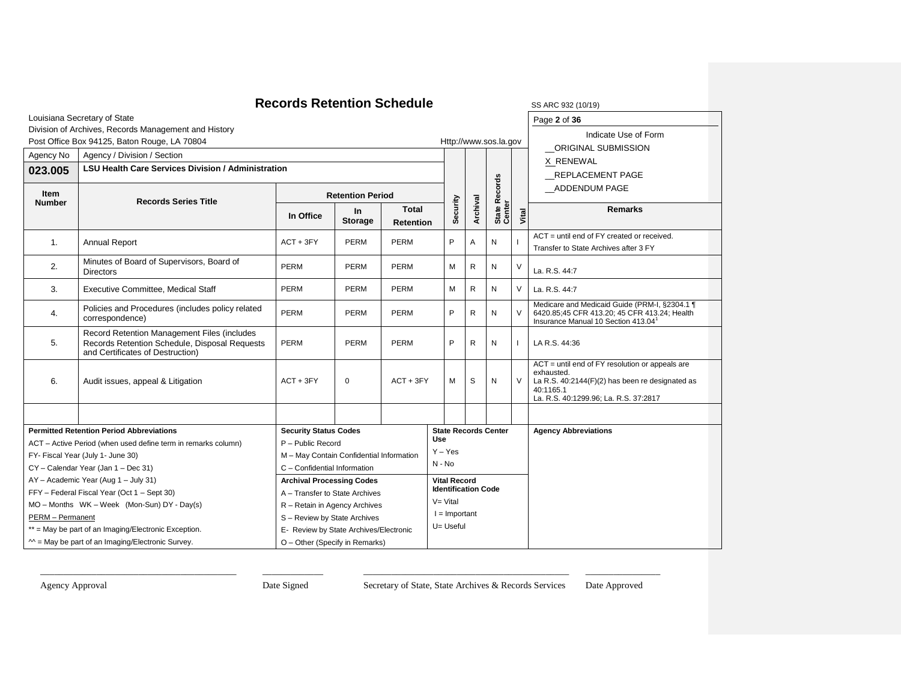# Records Retention Schedule

SS ARC 932 (10/19)

Louisiana Secretary of State
Division of Archives, Records Management and History
Post Office Box 94125, Baton Rouge, LA 70804

Http://www.sos.la.gov

Indicate Use of Form
__ORIGINAL SUBMISSION
X_RENEWAL
__REPLACEMENT PAGE
__ADDENDUM PAGE

| Agency No | Agency / Division / Section | | | | | | | | |
|---|---|---|---|---|---|---|---|---|---|
| **023.005** | **LSU Health Care Services Division / Administration** | | | | | | | | |

| Item Number | Records Series Title | Retention Period | | | Security | Archival | State Records Center | Vital | Remarks |
|---|---|---|---|---|---|---|---|---|---|
| | | In Office | In Storage | Total Retention | | | | | |
| 1. | Annual Report | ACT + 3FY | PERM | PERM | P | A | N | I | ACT = until end of FY created or received. Transfer to State Archives after 3 FY |
| 2. | Minutes of Board of Supervisors, Board of Directors | PERM | PERM | PERM | M | R | N | V | La. R.S. 44:7 |
| 3. | Executive Committee, Medical Staff | PERM | PERM | PERM | M | R | N | V | La. R.S. 44:7 |
| 4. | Policies and Procedures (includes policy related correspondence) | PERM | PERM | PERM | P | R | N | V | Medicare and Medicaid Guide (PRM-I, §2304.1 ¶ 6420.85;45 CFR 413.20; 45 CFR 413.24; Health Insurance Manual 10 Section 413.04[1] |
| 5. | Record Retention Management Files (includes Records Retention Schedule, Disposal Requests and Certificates of Destruction) | PERM | PERM | PERM | P | R | N | I | LA R.S. 44:36 |
| 6. | Audit issues, appeal & Litigation | ACT + 3FY | 0 | ACT + 3FY | M | S | N | V | ACT = until end of FY resolution or appeals are exhausted. La R.S. 40:2144(F)(2) has been re designated as 40:1165.1 La. R.S. 40:1299.96; La. R.S. 37:2817 |
| | | | | | | | | | |

**Permitted Retention Period Abbreviations**
ACT – Active Period (when used define term in remarks column)
FY- Fiscal Year (July 1- June 30)
CY – Calendar Year (Jan 1 – Dec 31)
AY – Academic Year (Aug 1 – July 31)
FFY – Federal Fiscal Year (Oct 1 – Sept 30)
MO – Months WK – Week (Mon-Sun) DY - Day(s)
PERM – Permanent
** = May be part of an Imaging/Electronic Exception.
^^ = May be part of an Imaging/Electronic Survey.

**Security Status Codes**
P – Public Record
M – May Contain Confidential Information
C – Confidential Information

**Archival Processing Codes**
A – Transfer to State Archives
R – Retain in Agency Archives
S – Review by State Archives
E- Review by State Archives/Electronic
O – Other (Specify in Remarks)

**State Records Center Use**
Y – Yes
N - No

**Vital Record Identification Code**
V= Vital
I = Important
U= Useful

**Agency Abbreviations**

Agency Approval ______ Date Signed ______ Secretary of State, State Archives & Records Services ______ Date Approved ______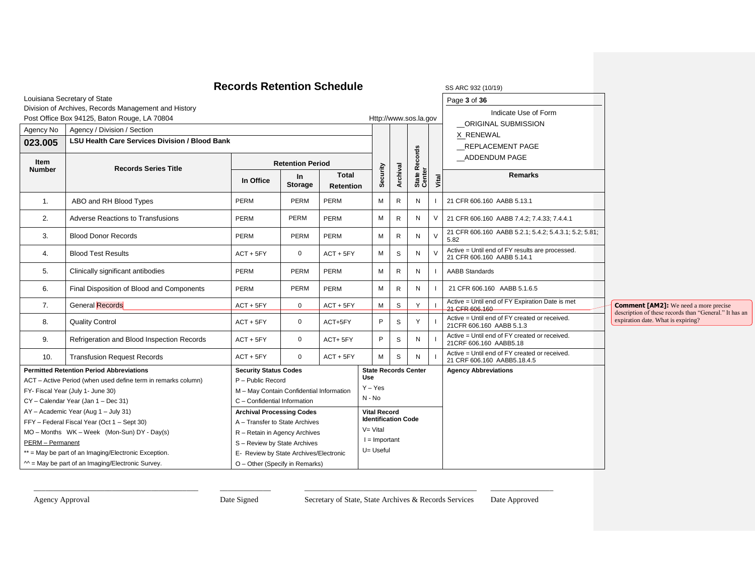# Records Retention Schedule

SS ARC 932 (10/19)

Louisiana Secretary of State
Division of Archives, Records Management and History
Post Office Box 94125, Baton Rouge, LA 70804

Http://www.sos.la.gov

Indicate Use of Form

__ORIGINAL SUBMISSION
X_RENEWAL
__REPLACEMENT PAGE
__ADDENDUM PAGE

| Agency No | Agency / Division / Section | | | | | | | | |
|---|---|---|---|---|---|---|---|---|---|
| **023.005** | **LSU Health Care Services Division / Blood Bank** | | | | | | | | |

| Item Number | Records Series Title | Retention Period | | | Security | Archival | State Records Center | Vital | Remarks |
|---|---|---|---|---|---|---|---|---|---|
| | | In Office | In Storage | Total Retention | | | | | |
| 1. | ABO and RH Blood Types | PERM | PERM | PERM | M | R | N | I | 21 CFR 606.160 AABB 5.13.1 |
| 2. | Adverse Reactions to Transfusions | PERM | PERM | PERM | M | R | N | V | 21 CFR 606.160 AABB 7.4.2; 7.4.33; 7.4.4.1 |
| 3. | Blood Donor Records | PERM | PERM | PERM | M | R | N | V | 21 CFR 606.160 AABB 5.2.1; 5.4.2; 5.4.3.1; 5.2; 5.81; 5.82 |
| 4. | Blood Test Results | ACT + 5FY | 0 | ACT + 5FY | M | S | N | V | Active = Until end of FY results are processed. 21 CFR 606.160 AABB 5.14.1 |
| 5. | Clinically significant antibodies | PERM | PERM | PERM | M | R | N | I | AABB Standards |
| 6. | Final Disposition of Blood and Components | PERM | PERM | PERM | M | R | N | I | 21 CFR 606.160 AABB 5.1.6.5 |
| 7. | General Records | ACT + 5FY | 0 | ACT + 5FY | M | S | Y | I | Active = Until end of FY Expiration Date is met 21 CFR 606.160 |
| 8. | Quality Control | ACT + 5FY | 0 | ACT+5FY | P | S | Y | I | Active = Until end of FY created or received. 21CFR 606.160 AABB 5.1.3 |
| 9. | Refrigeration and Blood Inspection Records | ACT + 5FY | 0 | ACT+ 5FY | P | S | N | I | Active = Until end of FY created or received. 21CRF 606.160 AABB5.18 |
| 10. | Transfusion Request Records | ACT + 5FY | 0 | ACT + 5FY | M | S | N | I | Active = Until end of FY created or received. 21 CRF 606.160 AABB5.18.4.5 |

Comment [AM2]: We need a more precise description of these records than "General." It has an expiration date. What is expiring?

**Permitted Retention Period Abbreviations**

ACT – Active Period (when used define term in remarks column)
FY- Fiscal Year (July 1- June 30)
CY – Calendar Year (Jan 1 – Dec 31)
AY – Academic Year (Aug 1 – July 31)
FFY – Federal Fiscal Year (Oct 1 – Sept 30)
MO – Months WK – Week (Mon-Sun) DY - Day(s)
PERM – Permanent
** = May be part of an Imaging/Electronic Exception.
^^ = May be part of an Imaging/Electronic Survey.

**Security Status Codes**

P – Public Record
M – May Contain Confidential Information
C – Confidential Information

**Archival Processing Codes**

A – Transfer to State Archives
R – Retain in Agency Archives
S – Review by State Archives
E- Review by State Archives/Electronic
O – Other (Specify in Remarks)

**State Records Center Use**

Y – Yes
N - No

**Vital Record Identification Code**

V= Vital
I = Important
U= Useful

**Agency Abbreviations**

\_\_\_\_\_\_\_\_\_\_\_\_\_\_\_\_\_\_\_\_\_\_\_\_\_\_\_\_\_\_ Agency Approval

\_\_\_\_\_\_\_\_\_\_ Date Signed

\_\_\_\_\_\_\_\_\_\_\_\_\_\_\_\_\_\_\_\_\_\_\_\_\_\_\_\_\_\_ Secretary of State, State Archives & Records Services

\_\_\_\_\_\_\_\_\_\_ Date Approved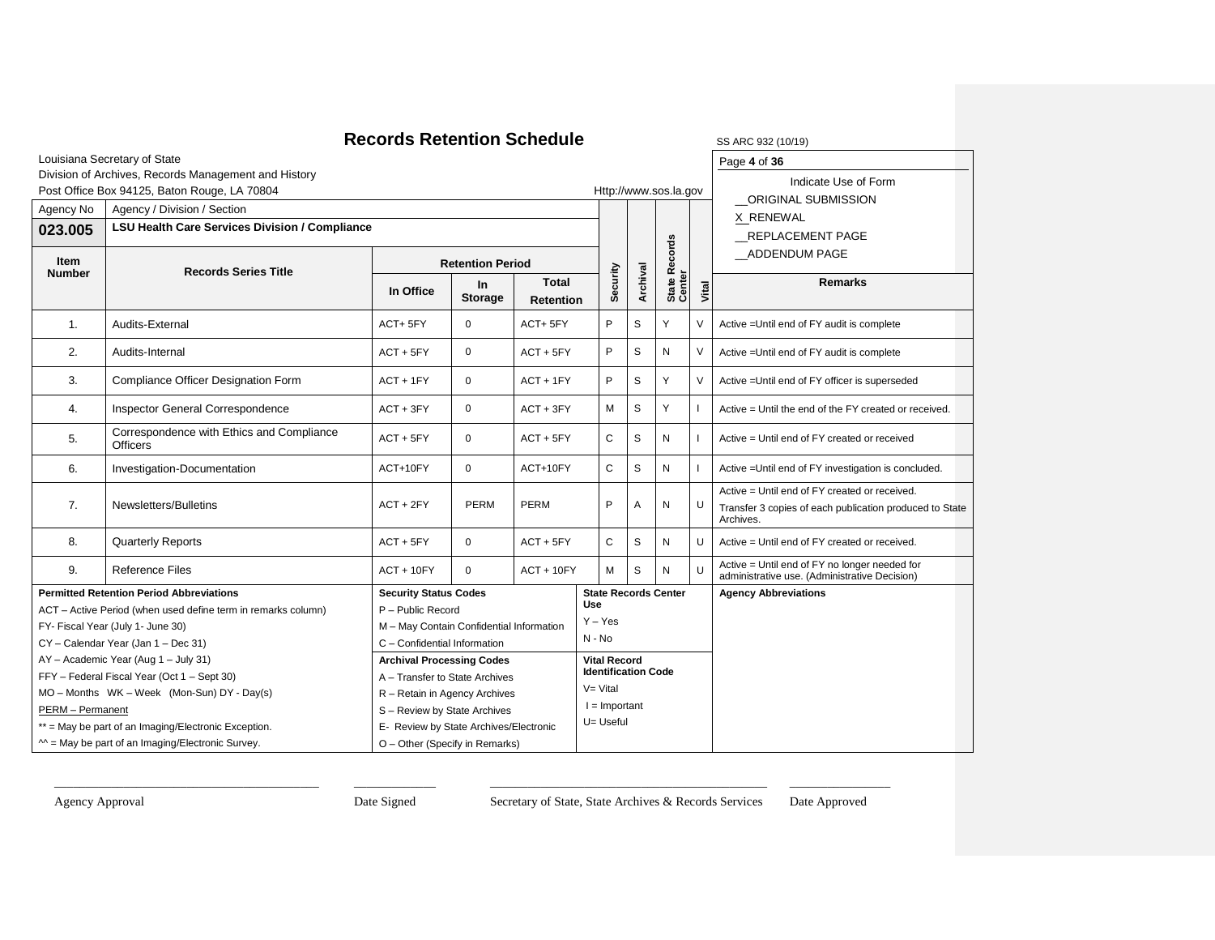# Records Retention Schedule

SS ARC 932 (10/19)

Louisiana Secretary of State
Division of Archives, Records Management and History
Post Office Box 94125, Baton Rouge, LA 70804

Http://www.sos.la.gov

Indicate Use of Form
__ORIGINAL SUBMISSION
X_RENEWAL
__REPLACEMENT PAGE
__ADDENDUM PAGE

| Agency No | Agency / Division / Section |
|---|---|
| **023.005** | **LSU Health Care Services Division / Compliance** |

| Item Number | Records Series Title | Retention Period: In Office | Retention Period: In Storage | Retention Period: Total Retention | Security | Archival | State Records Center | Vital | Remarks |
|---|---|---|---|---|---|---|---|---|---|
| 1. | Audits-External | ACT+ 5FY | 0 | ACT+ 5FY | P | S | Y | V | Active =Until end of FY audit is complete |
| 2. | Audits-Internal | ACT + 5FY | 0 | ACT + 5FY | P | S | N | V | Active =Until end of FY audit is complete |
| 3. | Compliance Officer Designation Form | ACT + 1FY | 0 | ACT + 1FY | P | S | Y | V | Active =Until end of FY officer is superseded |
| 4. | Inspector General Correspondence | ACT + 3FY | 0 | ACT + 3FY | M | S | Y | I | Active = Until the end of the FY created or received. |
| 5. | Correspondence with Ethics and Compliance Officers | ACT + 5FY | 0 | ACT + 5FY | C | S | N | I | Active = Until end of FY created or received |
| 6. | Investigation-Documentation | ACT+10FY | 0 | ACT+10FY | C | S | N | I | Active =Until end of FY investigation is concluded. |
| 7. | Newsletters/Bulletins | ACT + 2FY | PERM | PERM | P | A | N | U | Active = Until end of FY created or received. Transfer 3 copies of each publication produced to State Archives. |
| 8. | Quarterly Reports | ACT + 5FY | 0 | ACT + 5FY | C | S | N | U | Active = Until end of FY created or received. |
| 9. | Reference Files | ACT + 10FY | 0 | ACT + 10FY | M | S | N | U | Active = Until end of FY no longer needed for administrative use. (Administrative Decision) |

**Permitted Retention Period Abbreviations**
ACT – Active Period (when used define term in remarks column)
FY- Fiscal Year (July 1- June 30)
CY – Calendar Year (Jan 1 – Dec 31)
AY – Academic Year (Aug 1 – July 31)
FFY – Federal Fiscal Year (Oct 1 – Sept 30)
MO – Months WK – Week (Mon-Sun) DY - Day(s)
PERM – Permanent
** = May be part of an Imaging/Electronic Exception.
^^ = May be part of an Imaging/Electronic Survey.

**Security Status Codes**
P – Public Record
M – May Contain Confidential Information
C – Confidential Information

**Archival Processing Codes**
A – Transfer to State Archives
R – Retain in Agency Archives
S – Review by State Archives
E- Review by State Archives/Electronic
O – Other (Specify in Remarks)

**State Records Center Use**
Y – Yes
N - No

**Vital Record Identification Code**
V= Vital
I = Important
U= Useful

**Agency Abbreviations**

Agency Approval ____________ Date Signed ____________ Secretary of State, State Archives & Records Services ____________ Date Approved ____________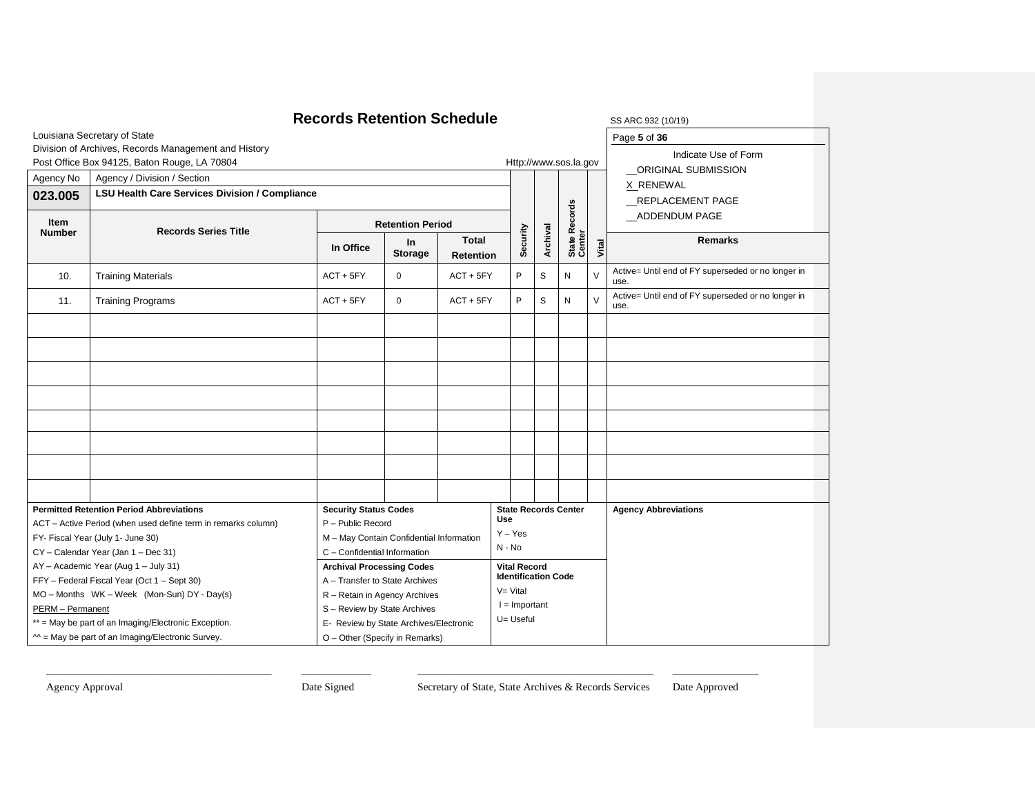# Records Retention Schedule

SS ARC 932 (10/19)

Louisiana Secretary of State
Division of Archives, Records Management and History
Post Office Box 94125, Baton Rouge, LA 70804

Http://www.sos.la.gov

Indicate Use of Form

__ORIGINAL SUBMISSION
X RENEWAL
__REPLACEMENT PAGE
__ADDENDUM PAGE

| Agency No | Agency / Division / Section | | | | | | | | |
|---|---|---|---|---|---|---|---|---|---|
| 023.005 | LSU Health Care Services Division / Compliance | | | | | | | | |

| Item Number | Records Series Title | Retention Period | | | Security | Archival | State Records Center | Vital | Remarks |
|---|---|---|---|---|---|---|---|---|---|
| | | In Office | In Storage | Total Retention | | | | | |
| 10. | Training Materials | ACT + 5FY | 0 | ACT + 5FY | P | S | N | V | Active= Until end of FY superseded or no longer in use. |
| 11. | Training Programs | ACT + 5FY | 0 | ACT + 5FY | P | S | N | V | Active= Until end of FY superseded or no longer in use. |
| | | | | | | | | | |
| | | | | | | | | | |
| | | | | | | | | | |
| | | | | | | | | | |
| | | | | | | | | | |
| | | | | | | | | | |
| | | | | | | | | | |
| | | | | | | | | | |

**Permitted Retention Period Abbreviations**
- ACT – Active Period (when used define term in remarks column)
- FY- Fiscal Year (July 1- June 30)
- CY – Calendar Year (Jan 1 – Dec 31)
- AY – Academic Year (Aug 1 – July 31)
- FFY – Federal Fiscal Year (Oct 1 – Sept 30)
- MO – Months WK – Week (Mon-Sun) DY - Day(s)
- PERM – Permanent
- ** = May be part of an Imaging/Electronic Exception.
- ^^ = May be part of an Imaging/Electronic Survey.

**Security Status Codes**
- P – Public Record
- M – May Contain Confidential Information
- C – Confidential Information

**Archival Processing Codes**
- A – Transfer to State Archives
- R – Retain in Agency Archives
- S – Review by State Archives
- E- Review by State Archives/Electronic
- O – Other (Specify in Remarks)

**State Records Center Use**
- Y – Yes
- N - No

**Vital Record Identification Code**
- V= Vital
- I = Important
- U= Useful

**Agency Abbreviations**

\_\_\_\_\_\_\_\_\_\_\_\_\_\_\_\_\_\_\_\_ Agency Approval

\_\_\_\_\_\_\_\_\_\_ Date Signed

\_\_\_\_\_\_\_\_\_\_\_\_\_\_\_\_\_\_\_\_ Secretary of State, State Archives & Records Services

\_\_\_\_\_\_\_\_\_\_ Date Approved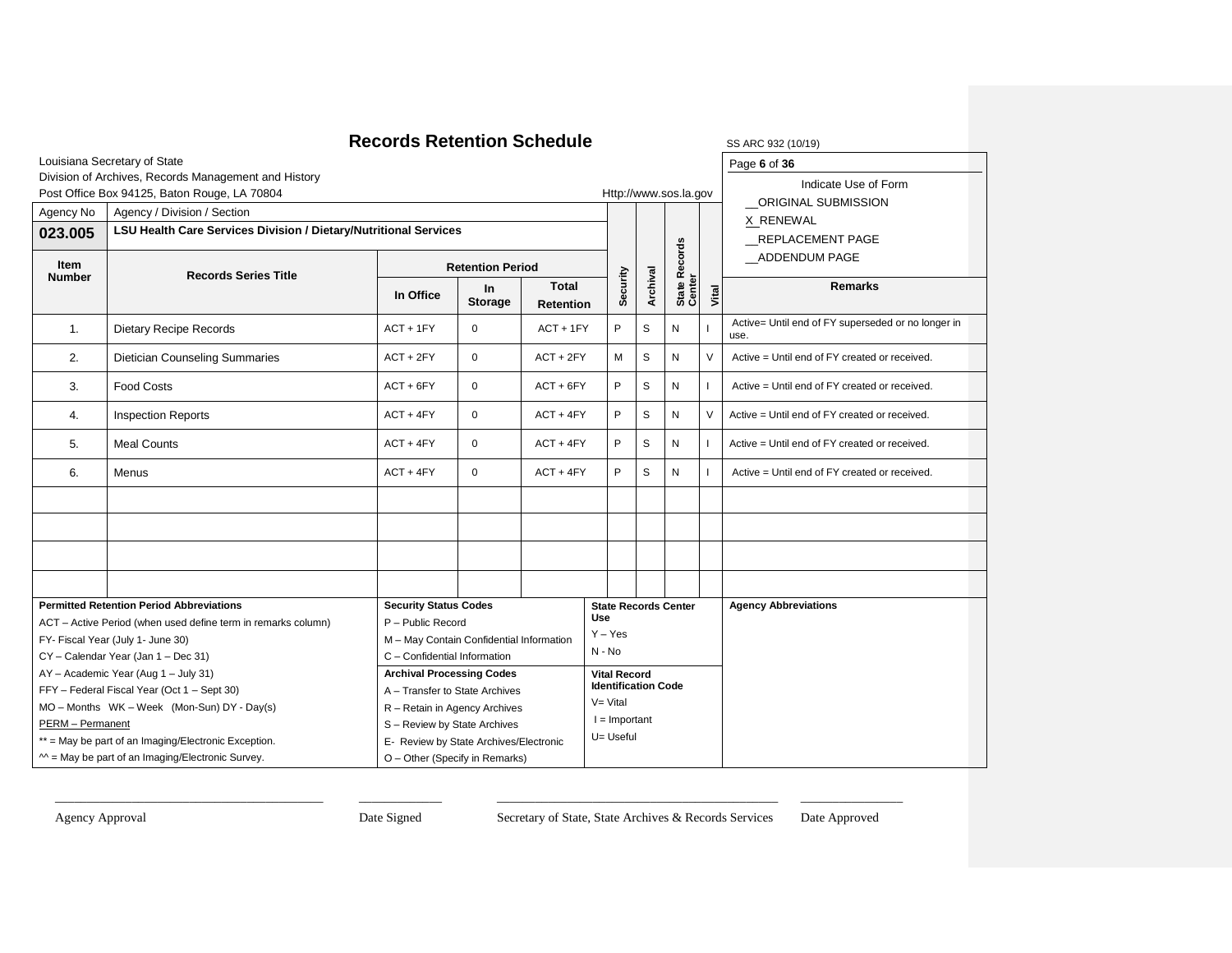# Records Retention Schedule

SS ARC 932 (10/19)

Louisiana Secretary of State
Division of Archives, Records Management and History
Post Office Box 94125, Baton Rouge, LA 70804
Http://www.sos.la.gov

Indicate Use of Form
__ORIGINAL SUBMISSION
X_RENEWAL
__REPLACEMENT PAGE
__ADDENDUM PAGE

| Agency No | Agency / Division / Section |
|---|---|
| **023.005** | **LSU Health Care Services Division / Dietary/Nutritional Services** |

| Item Number | Records Series Title | Retention Period: In Office | Retention Period: In Storage | Retention Period: Total Retention | Security | Archival | State Records Center | Vital | Remarks |
|---|---|---|---|---|---|---|---|---|---|
| 1. | Dietary Recipe Records | ACT + 1FY | 0 | ACT + 1FY | P | S | N | I | Active= Until end of FY superseded or no longer in use. |
| 2. | Dietician Counseling Summaries | ACT + 2FY | 0 | ACT + 2FY | M | S | N | V | Active = Until end of FY created or received. |
| 3. | Food Costs | ACT + 6FY | 0 | ACT + 6FY | P | S | N | I | Active = Until end of FY created or received. |
| 4. | Inspection Reports | ACT + 4FY | 0 | ACT + 4FY | P | S | N | V | Active = Until end of FY created or received. |
| 5. | Meal Counts | ACT + 4FY | 0 | ACT + 4FY | P | S | N | I | Active = Until end of FY created or received. |
| 6. | Menus | ACT + 4FY | 0 | ACT + 4FY | P | S | N | I | Active = Until end of FY created or received. |
| | | | | | | | | | |
| | | | | | | | | | |
| | | | | | | | | | |
| | | | | | | | | | |

**Permitted Retention Period Abbreviations**
ACT – Active Period (when used define term in remarks column)
FY- Fiscal Year (July 1- June 30)
CY – Calendar Year (Jan 1 – Dec 31)
AY – Academic Year (Aug 1 – July 31)
FFY – Federal Fiscal Year (Oct 1 – Sept 30)
MO – Months WK – Week (Mon-Sun) DY - Day(s)
PERM – Permanent
** = May be part of an Imaging/Electronic Exception.
^^ = May be part of an Imaging/Electronic Survey.

**Security Status Codes**
P – Public Record
M – May Contain Confidential Information
C – Confidential Information

**Archival Processing Codes**
A – Transfer to State Archives
R – Retain in Agency Archives
S – Review by State Archives
E- Review by State Archives/Electronic
O – Other (Specify in Remarks)

**State Records Center Use**
Y – Yes
N - No

**Vital Record Identification Code**
V= Vital
I = Important
U= Useful

**Agency Abbreviations**

_______________________ Agency Approval

__________ Date Signed

_______________________ Secretary of State, State Archives & Records Services

__________ Date Approved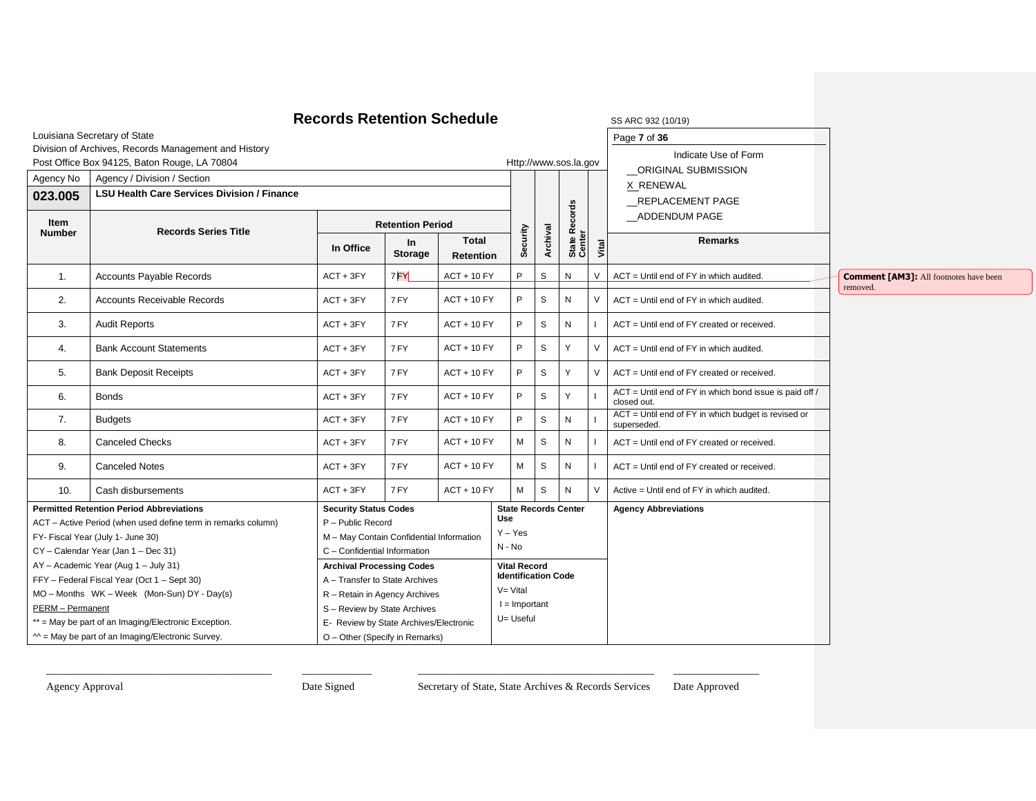# Records Retention Schedule

SS ARC 932 (10/19)

Louisiana Secretary of State
Division of Archives, Records Management and History
Post Office Box 94125, Baton Rouge, LA 70804

Http://www.sos.la.gov

Indicate Use of Form
__ORIGINAL SUBMISSION
X RENEWAL
__REPLACEMENT PAGE
__ADDENDUM PAGE

| Agency No | Agency / Division / Section |
|---|---|
| **023.005** | **LSU Health Care Services Division / Finance** |

| Item Number | Records Series Title | Retention Period: In Office | Retention Period: In Storage | Retention Period: Total Retention | Security | Archival | State Records Center | Vital | Remarks |
|---|---|---|---|---|---|---|---|---|---|
| 1. | Accounts Payable Records | ACT + 3FY | 7 FY | ACT + 10 FY | P | S | N | V | ACT = Until end of FY in which audited. |
| 2. | Accounts Receivable Records | ACT + 3FY | 7 FY | ACT + 10 FY | P | S | N | V | ACT = Until end of FY in which audited. |
| 3. | Audit Reports | ACT + 3FY | 7 FY | ACT + 10 FY | P | S | N | I | ACT = Until end of FY created or received. |
| 4. | Bank Account Statements | ACT + 3FY | 7 FY | ACT + 10 FY | P | S | Y | V | ACT = Until end of FY in which audited. |
| 5. | Bank Deposit Receipts | ACT + 3FY | 7 FY | ACT + 10 FY | P | S | Y | V | ACT = Until end of FY created or received. |
| 6. | Bonds | ACT + 3FY | 7 FY | ACT + 10 FY | P | S | Y | I | ACT = Until end of FY in which bond issue is paid off / closed out. |
| 7. | Budgets | ACT + 3FY | 7 FY | ACT + 10 FY | P | S | N | I | ACT = Until end of FY in which budget is revised or superseded. |
| 8. | Canceled Checks | ACT + 3FY | 7 FY | ACT + 10 FY | M | S | N | I | ACT = Until end of FY created or received. |
| 9. | Canceled Notes | ACT + 3FY | 7 FY | ACT + 10 FY | M | S | N | I | ACT = Until end of FY created or received. |
| 10. | Cash disbursements | ACT + 3FY | 7 FY | ACT + 10 FY | M | S | N | V | Active = Until end of FY in which audited. |

Comment [AM3]: All footnotes have been removed.

**Permitted Retention Period Abbreviations**
ACT – Active Period (when used define term in remarks column)
FY- Fiscal Year (July 1- June 30)
CY – Calendar Year (Jan 1 – Dec 31)
AY – Academic Year (Aug 1 – July 31)
FFY – Federal Fiscal Year (Oct 1 – Sept 30)
MO – Months WK – Week (Mon-Sun) DY - Day(s)
PERM – Permanent
** = May be part of an Imaging/Electronic Exception.
^^ = May be part of an Imaging/Electronic Survey.

**Security Status Codes**
P – Public Record
M – May Contain Confidential Information
C – Confidential Information

**Archival Processing Codes**
A – Transfer to State Archives
R – Retain in Agency Archives
S – Review by State Archives
E- Review by State Archives/Electronic
O – Other (Specify in Remarks)

**State Records Center Use**
Y – Yes
N - No

**Vital Record Identification Code**
V= Vital
I = Important
U= Useful

**Agency Abbreviations**

Agency Approval ____________ Date Signed ____________ Secretary of State, State Archives & Records Services ____________ Date Approved ____________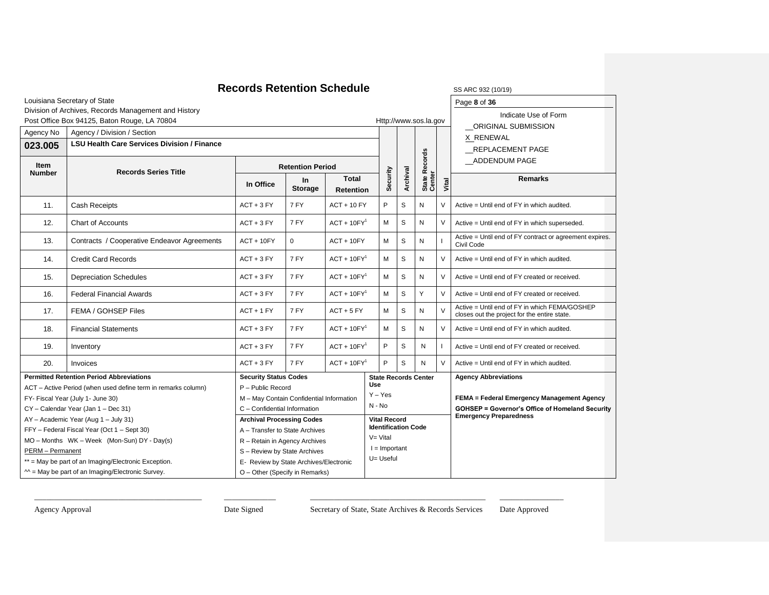# Records Retention Schedule

SS ARC 932 (10/19)

Louisiana Secretary of State
Division of Archives, Records Management and History
Post Office Box 94125, Baton Rouge, LA 70804

Http://www.sos.la.gov

Indicate Use of Form

__ORIGINAL SUBMISSION
X_RENEWAL
__REPLACEMENT PAGE
__ADDENDUM PAGE

| Agency No | Agency / Division / Section |
|---|---|
| **023.005** | **LSU Health Care Services Division / Finance** |

| Item Number | Records Series Title | Retention Period | | | Security | Archival | State Records Center | Vital | Remarks |
|---|---|---|---|---|---|---|---|---|---|
| | | In Office | In Storage | Total Retention | | | | | |
| 11. | Cash Receipts | ACT + 3 FY | 7 FY | ACT + 10 FY | P | S | N | V | Active = Until end of FY in which audited. |
| 12. | Chart of Accounts | ACT + 3 FY | 7 FY | ACT + 10FY[1] | M | S | N | V | Active = Until end of FY in which superseded. |
| 13. | Contracts / Cooperative Endeavor Agreements | ACT + 10FY | 0 | ACT + 10FY | M | S | N | I | Active = Until end of FY contract or agreement expires. Civil Code |
| 14. | Credit Card Records | ACT + 3 FY | 7 FY | ACT + 10FY[1] | M | S | N | V | Active = Until end of FY in which audited. |
| 15. | Depreciation Schedules | ACT + 3 FY | 7 FY | ACT + 10FY[1] | M | S | N | V | Active = Until end of FY created or received. |
| 16. | Federal Financial Awards | ACT + 3 FY | 7 FY | ACT + 10FY[1] | M | S | Y | V | Active = Until end of FY created or received. |
| 17. | FEMA / GOHSEP Files | ACT + 1 FY | 7 FY | ACT + 5 FY | M | S | N | V | Active = Until end of FY in which FEMA/GOSHEP closes out the project for the entire state. |
| 18. | Financial Statements | ACT + 3 FY | 7 FY | ACT + 10FY[1] | M | S | N | V | Active = Until end of FY in which audited. |
| 19. | Inventory | ACT + 3 FY | 7 FY | ACT + 10FY[1] | P | S | N | I | Active = Until end of FY created or received. |
| 20. | Invoices | ACT + 3 FY | 7 FY | ACT + 10FY[1] | P | S | N | V | Active = Until end of FY in which audited. |

**Permitted Retention Period Abbreviations**

ACT – Active Period (when used define term in remarks column)
FY- Fiscal Year (July 1- June 30)
CY – Calendar Year (Jan 1 – Dec 31)
AY – Academic Year (Aug 1 – July 31)
FFY – Federal Fiscal Year (Oct 1 – Sept 30)
MO – Months WK – Week (Mon-Sun) DY - Day(s)
PERM – Permanent
** = May be part of an Imaging/Electronic Exception.
^^ = May be part of an Imaging/Electronic Survey.

**Security Status Codes**

P – Public Record
M – May Contain Confidential Information
C – Confidential Information

**Archival Processing Codes**

A – Transfer to State Archives
R – Retain in Agency Archives
S – Review by State Archives
E- Review by State Archives/Electronic
O – Other (Specify in Remarks)

**State Records Center Use**

Y – Yes
N - No

**Vital Record Identification Code**

V= Vital
I = Important
U= Useful

**Agency Abbreviations**

**FEMA = Federal Emergency Management Agency**
**GOHSEP = Governor's Office of Homeland Security Emergency Preparedness**

Agency Approval ______ Date Signed ______ Secretary of State, State Archives & Records Services ______ Date Approved ______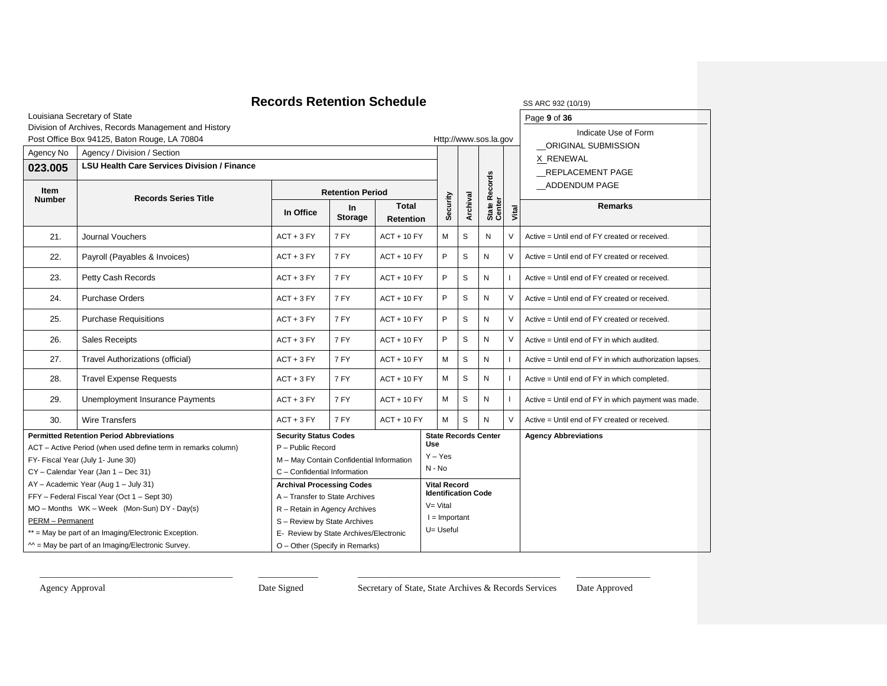# Records Retention Schedule

SS ARC 932 (10/19)

Louisiana Secretary of State
Division of Archives, Records Management and History
Post Office Box 94125, Baton Rouge, LA 70804

Http://www.sos.la.gov

Indicate Use of Form
__ORIGINAL SUBMISSION
X_RENEWAL
__REPLACEMENT PAGE
__ADDENDUM PAGE

| Agency No | Agency / Division / Section | | | | | | | | |
|---|---|---|---|---|---|---|---|---|---|
| **023.005** | **LSU Health Care Services Division / Finance** | | | | | | | | |

| Item Number | Records Series Title | Retention Period | | | Security | Archival | State Records Center | Vital | Remarks |
|---|---|---|---|---|---|---|---|---|---|
| | | In Office | In Storage | Total Retention | | | | | |
| 21. | Journal Vouchers | ACT + 3 FY | 7 FY | ACT + 10 FY | M | S | N | V | Active = Until end of FY created or received. |
| 22. | Payroll (Payables & Invoices) | ACT + 3 FY | 7 FY | ACT + 10 FY | P | S | N | V | Active = Until end of FY created or received. |
| 23. | Petty Cash Records | ACT + 3 FY | 7 FY | ACT + 10 FY | P | S | N | I | Active = Until end of FY created or received. |
| 24. | Purchase Orders | ACT + 3 FY | 7 FY | ACT + 10 FY | P | S | N | V | Active = Until end of FY created or received. |
| 25. | Purchase Requisitions | ACT + 3 FY | 7 FY | ACT + 10 FY | P | S | N | V | Active = Until end of FY created or received. |
| 26. | Sales Receipts | ACT + 3 FY | 7 FY | ACT + 10 FY | P | S | N | V | Active = Until end of FY in which audited. |
| 27. | Travel Authorizations (official) | ACT + 3 FY | 7 FY | ACT + 10 FY | M | S | N | I | Active = Until end of FY in which authorization lapses. |
| 28. | Travel Expense Requests | ACT + 3 FY | 7 FY | ACT + 10 FY | M | S | N | I | Active = Until end of FY in which completed. |
| 29. | Unemployment Insurance Payments | ACT + 3 FY | 7 FY | ACT + 10 FY | M | S | N | I | Active = Until end of FY in which payment was made. |
| 30. | Wire Transfers | ACT + 3 FY | 7 FY | ACT + 10 FY | M | S | N | V | Active = Until end of FY created or received. |

**Permitted Retention Period Abbreviations**
ACT – Active Period (when used define term in remarks column)
FY- Fiscal Year (July 1- June 30)
CY – Calendar Year (Jan 1 – Dec 31)
AY – Academic Year (Aug 1 – July 31)
FFY – Federal Fiscal Year (Oct 1 – Sept 30)
MO – Months WK – Week (Mon-Sun) DY - Day(s)
PERM – Permanent
** = May be part of an Imaging/Electronic Exception.
^^ = May be part of an Imaging/Electronic Survey.

**Security Status Codes**
P – Public Record
M – May Contain Confidential Information
C – Confidential Information

**Archival Processing Codes**
A – Transfer to State Archives
R – Retain in Agency Archives
S – Review by State Archives
E- Review by State Archives/Electronic
O – Other (Specify in Remarks)

**State Records Center Use**
Y – Yes
N - No

**Vital Record Identification Code**
V= Vital
I = Important
U= Useful

**Agency Abbreviations**

\_\_\_\_\_\_\_\_\_\_\_\_\_\_\_\_\_\_\_\_\_\_\_\_ Agency Approval

\_\_\_\_\_\_\_\_\_\_ Date Signed

\_\_\_\_\_\_\_\_\_\_\_\_\_\_\_\_\_\_\_\_\_\_\_\_ Secretary of State, State Archives & Records Services

\_\_\_\_\_\_\_\_\_\_ Date Approved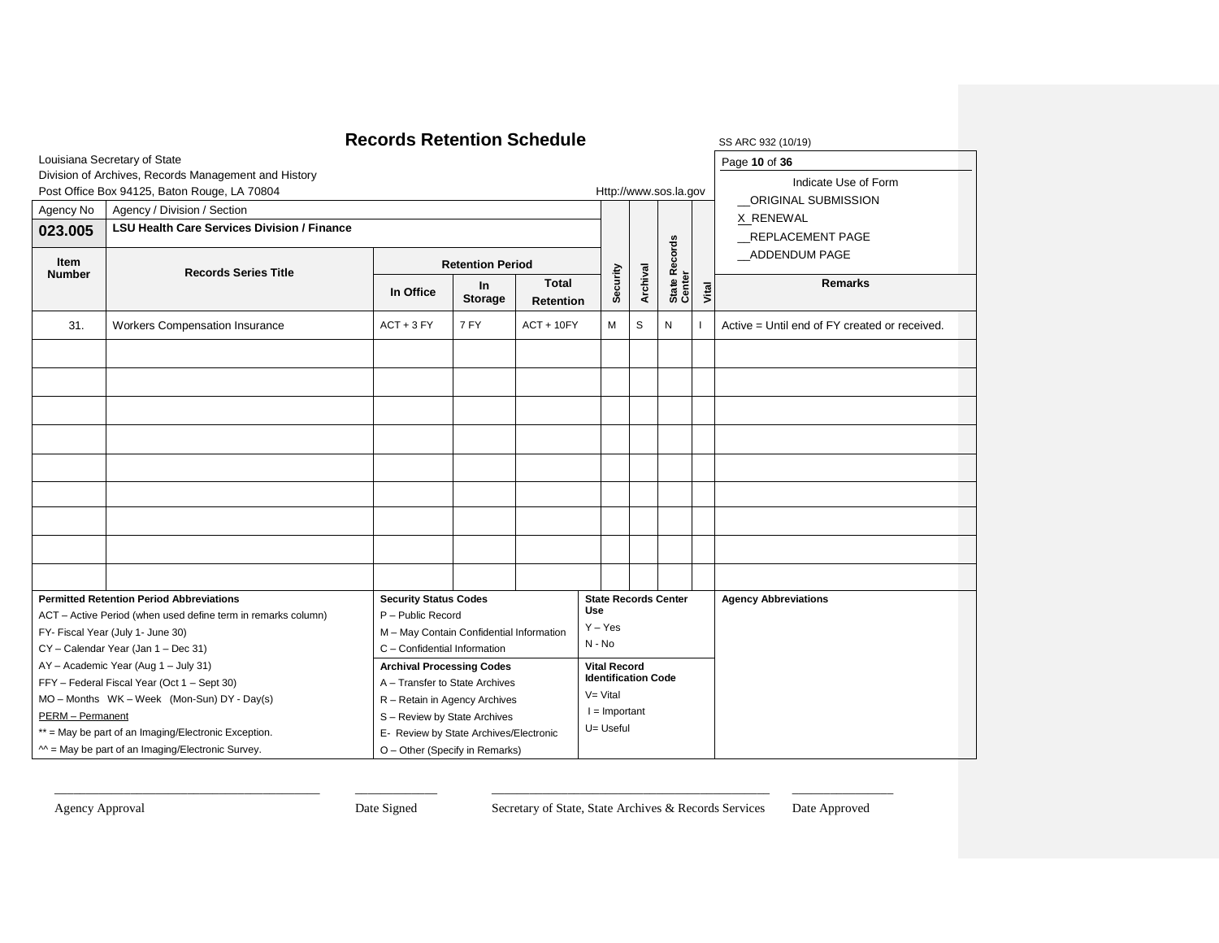# Records Retention Schedule

SS ARC 932 (10/19)

Louisiana Secretary of State
Division of Archives, Records Management and History
Post Office Box 94125, Baton Rouge, LA 70804

Http://www.sos.la.gov

Indicate Use of Form
__ORIGINAL SUBMISSION
X RENEWAL
__REPLACEMENT PAGE
__ADDENDUM PAGE

| Agency No | Agency / Division / Section | | | | | | | | |
|---|---|---|---|---|---|---|---|---|---|
| **023.005** | **LSU Health Care Services Division / Finance** | | | | | | | | |
| **Item Number** | **Records Series Title** | **Retention Period** | | | **Security** | **Archival** | **State Records Center** | **Vital** | **Remarks** |
| | | **In Office** | **In Storage** | **Total Retention** | | | | | |
| 31. | Workers Compensation Insurance | ACT + 3 FY | 7 FY | ACT + 10FY | M | S | N | I | Active = Until end of FY created or received. |
| | | | | | | | | | |
| | | | | | | | | | |
| | | | | | | | | | |
| | | | | | | | | | |
| | | | | | | | | | |
| | | | | | | | | | |
| | | | | | | | | | |
| | | | | | | | | | |
| | | | | | | | | | |

**Permitted Retention Period Abbreviations**
ACT – Active Period (when used define term in remarks column)
FY- Fiscal Year (July 1- June 30)
CY – Calendar Year (Jan 1 – Dec 31)
AY – Academic Year (Aug 1 – July 31)
FFY – Federal Fiscal Year (Oct 1 – Sept 30)
MO – Months WK – Week (Mon-Sun) DY - Day(s)
PERM – Permanent
** = May be part of an Imaging/Electronic Exception.
^^ = May be part of an Imaging/Electronic Survey.

**Security Status Codes**
P – Public Record
M – May Contain Confidential Information
C – Confidential Information

**Archival Processing Codes**
A – Transfer to State Archives
R – Retain in Agency Archives
S – Review by State Archives
E- Review by State Archives/Electronic
O – Other (Specify in Remarks)

**State Records Center Use**
Y – Yes
N - No

**Vital Record Identification Code**
V= Vital
I = Important
U= Useful

**Agency Abbreviations**

_______________________ Agency Approval

_______________________ Date Signed

_______________________ Secretary of State, State Archives & Records Services

_______________________ Date Approved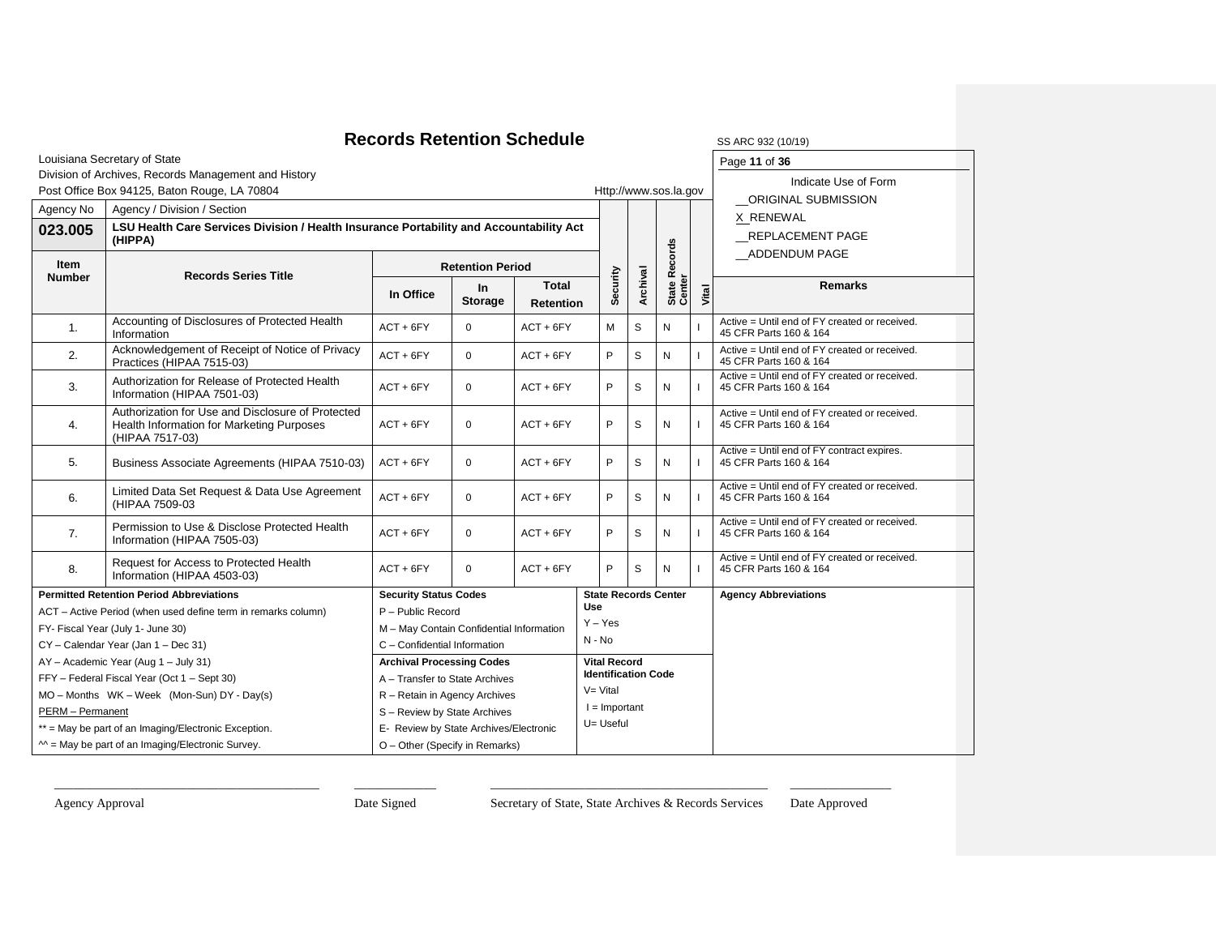# Records Retention Schedule

SS ARC 932 (10/19)

Louisiana Secretary of State
Division of Archives, Records Management and History
Post Office Box 94125, Baton Rouge, LA 70804

Http://www.sos.la.gov

Indicate Use of Form
__ORIGINAL SUBMISSION
X_RENEWAL
__REPLACEMENT PAGE
__ADDENDUM PAGE

| Agency No | Agency / Division / Section |
|---|---|
| **023.005** | **LSU Health Care Services Division / Health Insurance Portability and Accountability Act (HIPPA)** |

| Item Number | Records Series Title | Retention Period | | | Security | Archival | State Records Center | Vital | Remarks |
|---|---|---|---|---|---|---|---|---|---|
| | | In Office | In Storage | Total Retention | | | | | |
| 1. | Accounting of Disclosures of Protected Health Information | ACT + 6FY | 0 | ACT + 6FY | M | S | N | I | Active = Until end of FY created or received. 45 CFR Parts 160 & 164 |
| 2. | Acknowledgement of Receipt of Notice of Privacy Practices (HIPAA 7515-03) | ACT + 6FY | 0 | ACT + 6FY | P | S | N | I | Active = Until end of FY created or received. 45 CFR Parts 160 & 164 |
| 3. | Authorization for Release of Protected Health Information (HIPAA 7501-03) | ACT + 6FY | 0 | ACT + 6FY | P | S | N | I | Active = Until end of FY created or received. 45 CFR Parts 160 & 164 |
| 4. | Authorization for Use and Disclosure of Protected Health Information for Marketing Purposes (HIPAA 7517-03) | ACT + 6FY | 0 | ACT + 6FY | P | S | N | I | Active = Until end of FY created or received. 45 CFR Parts 160 & 164 |
| 5. | Business Associate Agreements (HIPAA 7510-03) | ACT + 6FY | 0 | ACT + 6FY | P | S | N | I | Active = Until end of FY contract expires. 45 CFR Parts 160 & 164 |
| 6. | Limited Data Set Request & Data Use Agreement (HIPAA 7509-03 | ACT + 6FY | 0 | ACT + 6FY | P | S | N | I | Active = Until end of FY created or received. 45 CFR Parts 160 & 164 |
| 7. | Permission to Use & Disclose Protected Health Information (HIPAA 7505-03) | ACT + 6FY | 0 | ACT + 6FY | P | S | N | I | Active = Until end of FY created or received. 45 CFR Parts 160 & 164 |
| 8. | Request for Access to Protected Health Information (HIPAA 4503-03) | ACT + 6FY | 0 | ACT + 6FY | P | S | N | I | Active = Until end of FY created or received. 45 CFR Parts 160 & 164 |

**Permitted Retention Period Abbreviations**
ACT – Active Period (when used define term in remarks column)
FY- Fiscal Year (July 1- June 30)
CY – Calendar Year (Jan 1 – Dec 31)
AY – Academic Year (Aug 1 – July 31)
FFY – Federal Fiscal Year (Oct 1 – Sept 30)
MO – Months WK – Week (Mon-Sun) DY - Day(s)
PERM – Permanent
** = May be part of an Imaging/Electronic Exception.
^^ = May be part of an Imaging/Electronic Survey.

**Security Status Codes**
P – Public Record
M – May Contain Confidential Information
C – Confidential Information

**Archival Processing Codes**
A – Transfer to State Archives
R – Retain in Agency Archives
S – Review by State Archives
E- Review by State Archives/Electronic
O – Other (Specify in Remarks)

**State Records Center Use**
Y – Yes
N - No

**Vital Record Identification Code**
V= Vital
I = Important
U= Useful

**Agency Abbreviations**

Agency Approval ____________ Date Signed ____________ Secretary of State, State Archives & Records Services ____________ Date Approved ____________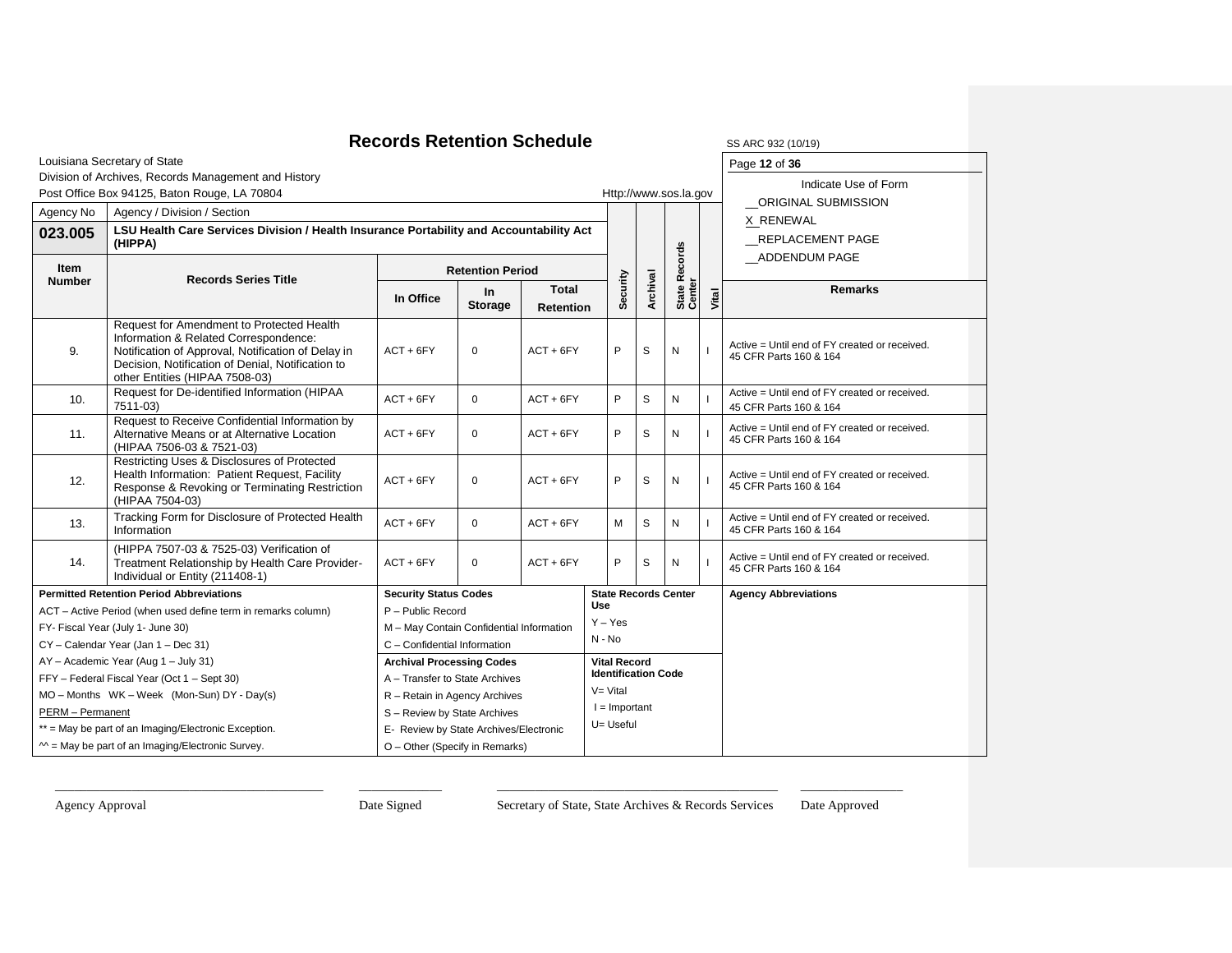# Records Retention Schedule

SS ARC 932 (10/19)

Louisiana Secretary of State
Division of Archives, Records Management and History
Post Office Box 94125, Baton Rouge, LA 70804

Http://www.sos.la.gov

Indicate Use of Form
__ORIGINAL SUBMISSION
X RENEWAL
__REPLACEMENT PAGE
__ADDENDUM PAGE

| Agency No | Agency / Division / Section |
|---|---|
| **023.005** | **LSU Health Care Services Division / Health Insurance Portability and Accountability Act (HIPPA)** |

| Item Number | Records Series Title | Retention Period | | | Security | Archival | State Records Center | Vital | Remarks |
|---|---|---|---|---|---|---|---|---|---|
| | | In Office | In Storage | Total Retention | | | | | |
| 9. | Request for Amendment to Protected Health Information & Related Correspondence: Notification of Approval, Notification of Delay in Decision, Notification of Denial, Notification to other Entities (HIPAA 7508-03) | ACT + 6FY | 0 | ACT + 6FY | P | S | N | I | Active = Until end of FY created or received. 45 CFR Parts 160 & 164 |
| 10. | Request for De-identified Information (HIPAA 7511-03) | ACT + 6FY | 0 | ACT + 6FY | P | S | N | I | Active = Until end of FY created or received. 45 CFR Parts 160 & 164 |
| 11. | Request to Receive Confidential Information by Alternative Means or at Alternative Location (HIPAA 7506-03 & 7521-03) | ACT + 6FY | 0 | ACT + 6FY | P | S | N | I | Active = Until end of FY created or received. 45 CFR Parts 160 & 164 |
| 12. | Restricting Uses & Disclosures of Protected Health Information: Patient Request, Facility Response & Revoking or Terminating Restriction (HIPAA 7504-03) | ACT + 6FY | 0 | ACT + 6FY | P | S | N | I | Active = Until end of FY created or received. 45 CFR Parts 160 & 164 |
| 13. | Tracking Form for Disclosure of Protected Health Information | ACT + 6FY | 0 | ACT + 6FY | M | S | N | I | Active = Until end of FY created or received. 45 CFR Parts 160 & 164 |
| 14. | (HIPPA 7507-03 & 7525-03) Verification of Treatment Relationship by Health Care Provider-Individual or Entity (211408-1) | ACT + 6FY | 0 | ACT + 6FY | P | S | N | I | Active = Until end of FY created or received. 45 CFR Parts 160 & 164 |

| Permitted Retention Period Abbreviations | Security Status Codes | State Records Center Use | Agency Abbreviations |
|---|---|---|---|
| ACT – Active Period (when used define term in remarks column) | P – Public Record | Y – Yes | |
| FY- Fiscal Year (July 1- June 30) | M – May Contain Confidential Information | N - No | |
| CY – Calendar Year (Jan 1 – Dec 31) | C – Confidential Information | | |
| AY – Academic Year (Aug 1 – July 31) | **Archival Processing Codes** | **Vital Record Identification Code** | |
| FFY – Federal Fiscal Year (Oct 1 – Sept 30) | A – Transfer to State Archives | V= Vital | |
| MO – Months WK – Week (Mon-Sun) DY - Day(s) | R – Retain in Agency Archives | I = Important | |
| PERM – Permanent | S – Review by State Archives | U= Useful | |
| ** = May be part of an Imaging/Electronic Exception. | E- Review by State Archives/Electronic | | |
| ^^ = May be part of an Imaging/Electronic Survey. | O – Other (Specify in Remarks) | | |

______________________ Agency Approval

__________ Date Signed

______________________ Secretary of State, State Archives & Records Services

__________ Date Approved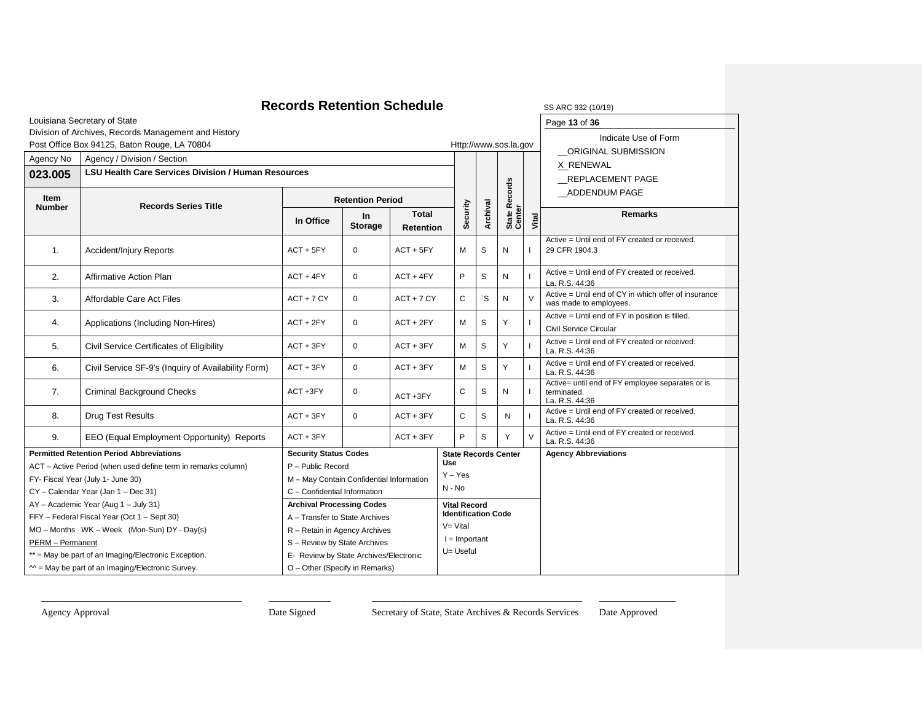# Records Retention Schedule

SS ARC 932 (10/19)

Louisiana Secretary of State
Division of Archives, Records Management and History
Post Office Box 94125, Baton Rouge, LA 70804

Http://www.sos.la.gov

Indicate Use of Form
__ORIGINAL SUBMISSION
X_RENEWAL
__REPLACEMENT PAGE
__ADDENDUM PAGE

| Agency No | Agency / Division / Section |
|---|---|
| **023.005** | **LSU Health Care Services Division / Human Resources** |

| Item Number | Records Series Title | Retention Period | | | Security | Archival | State Records Center | Vital | Remarks |
|---|---|---|---|---|---|---|---|---|---|
| | | In Office | In Storage | Total Retention | | | | | |
| 1. | Accident/Injury Reports | ACT + 5FY | 0 | ACT + 5FY | M | S | N | I | Active = Until end of FY created or received. 29 CFR 1904.3 |
| 2. | Affirmative Action Plan | ACT + 4FY | 0 | ACT + 4FY | P | S | N | I | Active = Until end of FY created or received. La. R.S. 44:36 |
| 3. | Affordable Care Act Files | ACT + 7 CY | 0 | ACT + 7 CY | C | `S | N | V | Active = Until end of CY in which offer of insurance was made to employees. |
| 4. | Applications (Including Non-Hires) | ACT + 2FY | 0 | ACT + 2FY | M | S | Y | I | Active = Until end of FY in position is filled. Civil Service Circular |
| 5. | Civil Service Certificates of Eligibility | ACT + 3FY | 0 | ACT + 3FY | M | S | Y | I | Active = Until end of FY created or received. La. R.S. 44:36 |
| 6. | Civil Service SF-9's (Inquiry of Availability Form) | ACT + 3FY | 0 | ACT + 3FY | M | S | Y | I | Active = Until end of FY created or received. La. R.S. 44:36 |
| 7. | Criminal Background Checks | ACT +3FY | 0 | ACT +3FY | C | S | N | I | Active= until end of FY employee separates or is terminated. La. R.S. 44:36 |
| 8. | Drug Test Results | ACT + 3FY | 0 | ACT + 3FY | C | S | N | I | Active = Until end of FY created or received. La. R.S. 44:36 |
| 9. | EEO (Equal Employment Opportunity) Reports | ACT + 3FY | | ACT + 3FY | P | S | Y | V | Active = Until end of FY created or received. La. R.S. 44:36 |

**Permitted Retention Period Abbreviations**
ACT – Active Period (when used define term in remarks column)
FY- Fiscal Year (July 1- June 30)
CY – Calendar Year (Jan 1 – Dec 31)
AY – Academic Year (Aug 1 – July 31)
FFY – Federal Fiscal Year (Oct 1 – Sept 30)
MO – Months WK – Week (Mon-Sun) DY - Day(s)
PERM – Permanent
** = May be part of an Imaging/Electronic Exception.
^^ = May be part of an Imaging/Electronic Survey.

**Security Status Codes**
P – Public Record
M – May Contain Confidential Information
C – Confidential Information

**Archival Processing Codes**
A – Transfer to State Archives
R – Retain in Agency Archives
S – Review by State Archives
E- Review by State Archives/Electronic
O – Other (Specify in Remarks)

**State Records Center Use**
Y – Yes
N - No

**Vital Record Identification Code**
V= Vital
I = Important
U= Useful

**Agency Abbreviations**

_______________________ Agency Approval
_______________________ Date Signed
_______________________ Secretary of State, State Archives & Records Services
_______________________ Date Approved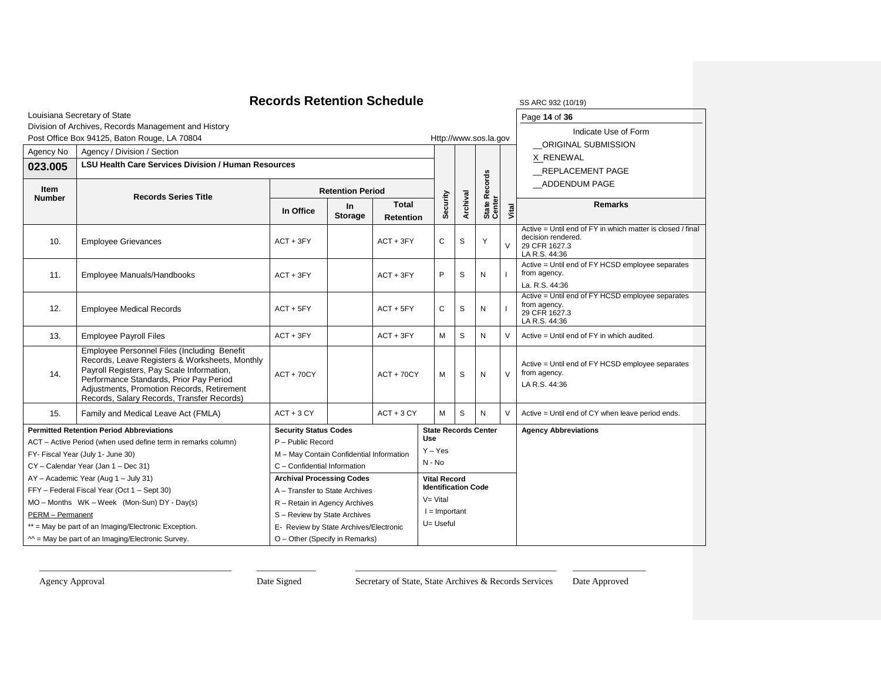# Records Retention Schedule

SS ARC 932 (10/19)

Louisiana Secretary of State
Division of Archives, Records Management and History
Post Office Box 94125, Baton Rouge, LA 70804

Http://www.sos.la.gov

Indicate Use of Form

__ORIGINAL SUBMISSION
X_RENEWAL
__REPLACEMENT PAGE
__ADDENDUM PAGE

| Agency No | Agency / Division / Section |
|---|---|
| **023.005** | **LSU Health Care Services Division / Human Resources** |

| Item Number | Records Series Title | Retention Period | | | Security | Archival | State Records Center | Vital | Remarks |
|---|---|---|---|---|---|---|---|---|---|
| | | In Office | In Storage | Total Retention | | | | | |
| 10. | Employee Grievances | ACT + 3FY | | ACT + 3FY | C | S | Y | V | Active = Until end of FY in which matter is closed / final decision rendered. 29 CFR 1627.3 LA R.S. 44:36 |
| 11. | Employee Manuals/Handbooks | ACT + 3FY | | ACT + 3FY | P | S | N | I | Active = Until end of FY HCSD employee separates from agency. La. R.S. 44:36 |
| 12. | Employee Medical Records | ACT + 5FY | | ACT + 5FY | C | S | N | I | Active = Until end of FY HCSD employee separates from agency. 29 CFR 1627.3 LA R.S. 44:36 |
| 13. | Employee Payroll Files | ACT + 3FY | | ACT + 3FY | M | S | N | V | Active = Until end of FY in which audited. |
| 14. | Employee Personnel Files (Including Benefit Records, Leave Registers & Worksheets, Monthly Payroll Registers, Pay Scale Information, Performance Standards, Prior Pay Period Adjustments, Promotion Records, Retirement Records, Salary Records, Transfer Records) | ACT + 70CY | | ACT + 70CY | M | S | N | V | Active = Until end of FY HCSD employee separates from agency. LA R.S. 44:36 |
| 15. | Family and Medical Leave Act (FMLA) | ACT + 3 CY | | ACT + 3 CY | M | S | N | V | Active = Until end of CY when leave period ends. |

**Permitted Retention Period Abbreviations**
ACT – Active Period (when used define term in remarks column)
FY- Fiscal Year (July 1- June 30)
CY – Calendar Year (Jan 1 – Dec 31)
AY – Academic Year (Aug 1 – July 31)
FFY – Federal Fiscal Year (Oct 1 – Sept 30)
MO – Months WK – Week (Mon-Sun) DY - Day(s)
PERM – Permanent
** = May be part of an Imaging/Electronic Exception.
^^ = May be part of an Imaging/Electronic Survey.

**Security Status Codes**
P – Public Record
M – May Contain Confidential Information
C – Confidential Information

**Archival Processing Codes**
A – Transfer to State Archives
R – Retain in Agency Archives
S – Review by State Archives
E- Review by State Archives/Electronic
O – Other (Specify in Remarks)

**State Records Center Use**
Y – Yes
N - No

**Vital Record Identification Code**
V= Vital
I = Important
U= Useful

**Agency Abbreviations**

______________________ Agency Approval

______________________ Date Signed

______________________ Secretary of State, State Archives & Records Services

______________________ Date Approved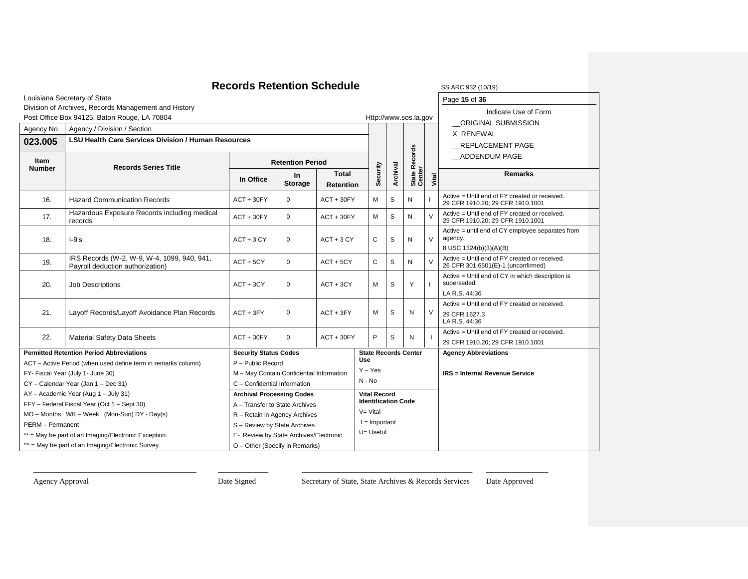# Records Retention Schedule

SS ARC 932 (10/19)

Louisiana Secretary of State
Division of Archives, Records Management and History
Post Office Box 94125, Baton Rouge, LA 70804

Http://www.sos.la.gov

Indicate Use of Form
__ORIGINAL SUBMISSION
X_RENEWAL
__REPLACEMENT PAGE
__ADDENDUM PAGE

| Agency No | Agency / Division / Section | | | | | | | | |
|---|---|---|---|---|---|---|---|---|---|
| **023.005** | **LSU Health Care Services Division / Human Resources** | | | | | | | | |
| **Item Number** | **Records Series Title** | **Retention Period** | | | **Security** | **Archival** | **State Records Center** | **Vital** | **Remarks** |
| | | **In Office** | **In Storage** | **Total Retention** | | | | | |
| 16. | Hazard Communication Records | ACT + 30FY | 0 | ACT + 30FY | M | S | N | I | Active = Until end of FY created or received. 29 CFR 1910.20; 29 CFR 1910.1001 |
| 17. | Hazardous Exposure Records including medical records | ACT + 30FY | 0 | ACT + 30FY | M | S | N | V | Active = Until end of FY created or received. 29 CFR 1910.20; 29 CFR 1910.1001 |
| 18. | I-9's | ACT + 3 CY | 0 | ACT + 3 CY | C | S | N | V | Active = until end of CY employee separates from agency. 8 USC 1324(b)(3)(A)(B) |
| 19. | IRS Records (W-2, W-9, W-4, 1099, 940, 941, Payroll deduction authorization) | ACT + 5CY | 0 | ACT + 5CY | C | S | N | V | Active = Until end of FY created or received. 26 CFR 301.6501(E)-1 (unconfirmed) |
| 20. | Job Descriptions | ACT + 3CY | 0 | ACT + 3CY | M | S | Y | I | Active = Until end of CY in which description is superseded. LA R.S. 44:36 |
| 21. | Layoff Records/Layoff Avoidance Plan Records | ACT + 3FY | 0 | ACT + 3FY | M | S | N | V | Active = Until end of FY created or received. 29 CFR 1627.3 LA R.S. 44:36 |
| 22. | Material Safety Data Sheets | ACT + 30FY | 0 | ACT + 30FY | P | S | N | I | Active = Until end of FY created or received. 29 CFR 1910.20; 29 CFR 1910.1001 |

**Permitted Retention Period Abbreviations**
ACT – Active Period (when used define term in remarks column)
FY- Fiscal Year (July 1- June 30)
CY – Calendar Year (Jan 1 – Dec 31)
AY – Academic Year (Aug 1 – July 31)
FFY – Federal Fiscal Year (Oct 1 – Sept 30)
MO – Months WK – Week (Mon-Sun) DY - Day(s)
PERM – Permanent
** = May be part of an Imaging/Electronic Exception.
^^ = May be part of an Imaging/Electronic Survey.

**Security Status Codes**
P – Public Record
M – May Contain Confidential Information
C – Confidential Information

**Archival Processing Codes**
A – Transfer to State Archives
R – Retain in Agency Archives
S – Review by State Archives
E- Review by State Archives/Electronic
O – Other (Specify in Remarks)

**State Records Center Use**
Y – Yes
N - No

**Vital Record Identification Code**
V= Vital
I = Important
U= Useful

**Agency Abbreviations**

**IRS = Internal Revenue Service**

Agency Approval ____________ Date Signed ____________ Secretary of State, State Archives & Records Services ____________ Date Approved ____________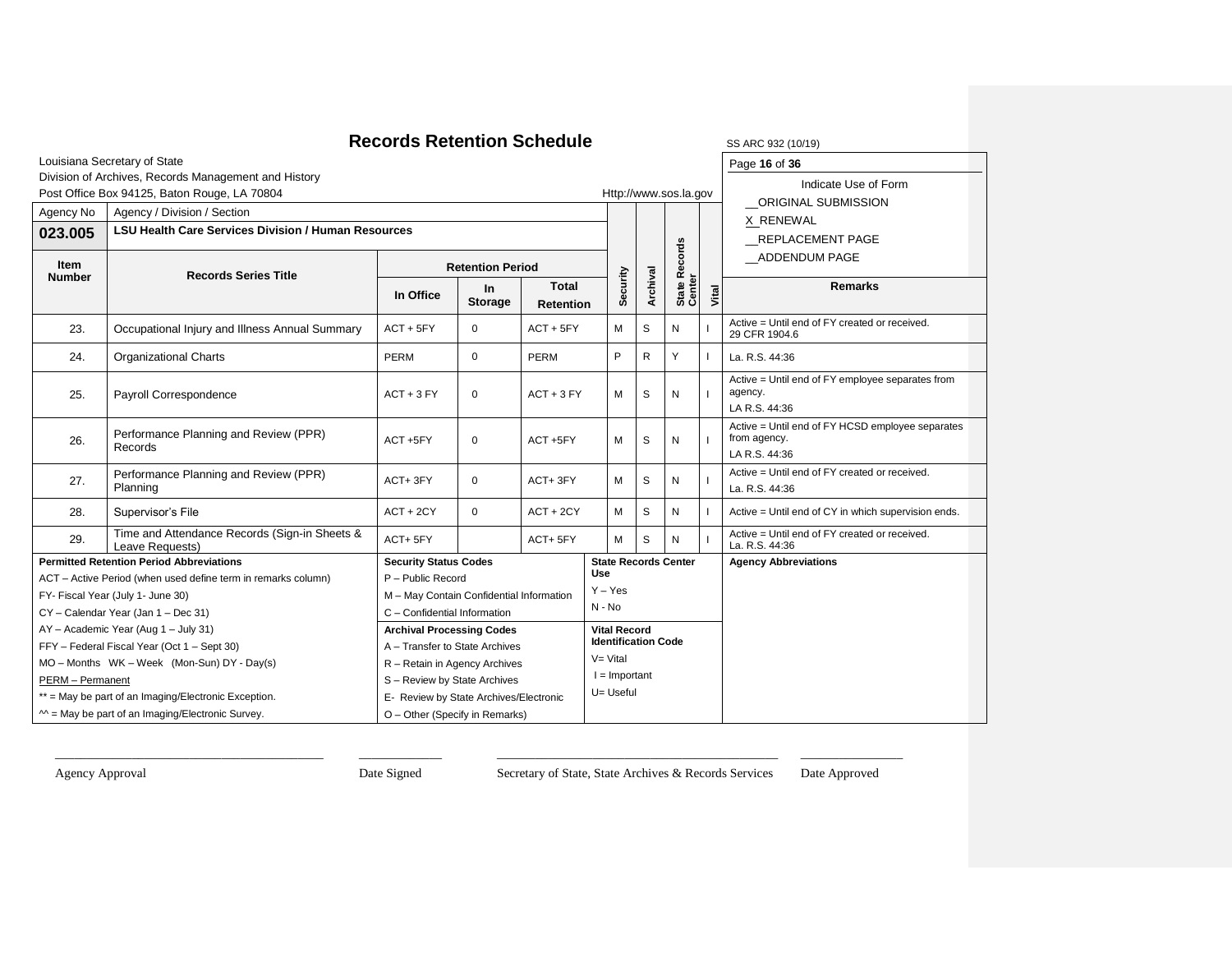# Records Retention Schedule

SS ARC 932 (10/19)

Louisiana Secretary of State
Division of Archives, Records Management and History
Post Office Box 94125, Baton Rouge, LA 70804

Http://www.sos.la.gov

Indicate Use of Form
__ORIGINAL SUBMISSION
X_RENEWAL
__REPLACEMENT PAGE
__ADDENDUM PAGE

| Agency No | Agency / Division / Section |
|---|---|
| **023.005** | **LSU Health Care Services Division / Human Resources** |

| Item Number | Records Series Title | Retention Period | | | Security | Archival | State Records Center | Vital | Remarks |
|---|---|---|---|---|---|---|---|---|---|
| | | In Office | In Storage | Total Retention | | | | | |
| 23. | Occupational Injury and Illness Annual Summary | ACT + 5FY | 0 | ACT + 5FY | M | S | N | I | Active = Until end of FY created or received. 29 CFR 1904.6 |
| 24. | Organizational Charts | PERM | 0 | PERM | P | R | Y | I | La. R.S. 44:36 |
| 25. | Payroll Correspondence | ACT + 3 FY | 0 | ACT + 3 FY | M | S | N | I | Active = Until end of FY employee separates from agency. LA R.S. 44:36 |
| 26. | Performance Planning and Review (PPR) Records | ACT +5FY | 0 | ACT +5FY | M | S | N | I | Active = Until end of FY HCSD employee separates from agency. LA R.S. 44:36 |
| 27. | Performance Planning and Review (PPR) Planning | ACT+ 3FY | 0 | ACT+ 3FY | M | S | N | I | Active = Until end of FY created or received. La. R.S. 44:36 |
| 28. | Supervisor's File | ACT + 2CY | 0 | ACT + 2CY | M | S | N | I | Active = Until end of CY in which supervision ends. |
| 29. | Time and Attendance Records (Sign-in Sheets & Leave Requests) | ACT+ 5FY | | ACT+ 5FY | M | S | N | I | Active = Until end of FY created or received. La. R.S. 44:36 |

**Permitted Retention Period Abbreviations**
ACT – Active Period (when used define term in remarks column)
FY- Fiscal Year (July 1- June 30)
CY – Calendar Year (Jan 1 – Dec 31)
AY – Academic Year (Aug 1 – July 31)
FFY – Federal Fiscal Year (Oct 1 – Sept 30)
MO – Months WK – Week (Mon-Sun) DY - Day(s)
PERM – Permanent
** = May be part of an Imaging/Electronic Exception.
^^ = May be part of an Imaging/Electronic Survey.

**Security Status Codes**
P – Public Record
M – May Contain Confidential Information
C – Confidential Information

**Archival Processing Codes**
A – Transfer to State Archives
R – Retain in Agency Archives
S – Review by State Archives
E- Review by State Archives/Electronic
O – Other (Specify in Remarks)

**State Records Center Use**
Y – Yes
N - No

**Vital Record Identification Code**
V= Vital
I = Important
U= Useful

**Agency Abbreviations**

___________________ Agency Approval

___________________ Date Signed

___________________ Secretary of State, State Archives & Records Services

___________________ Date Approved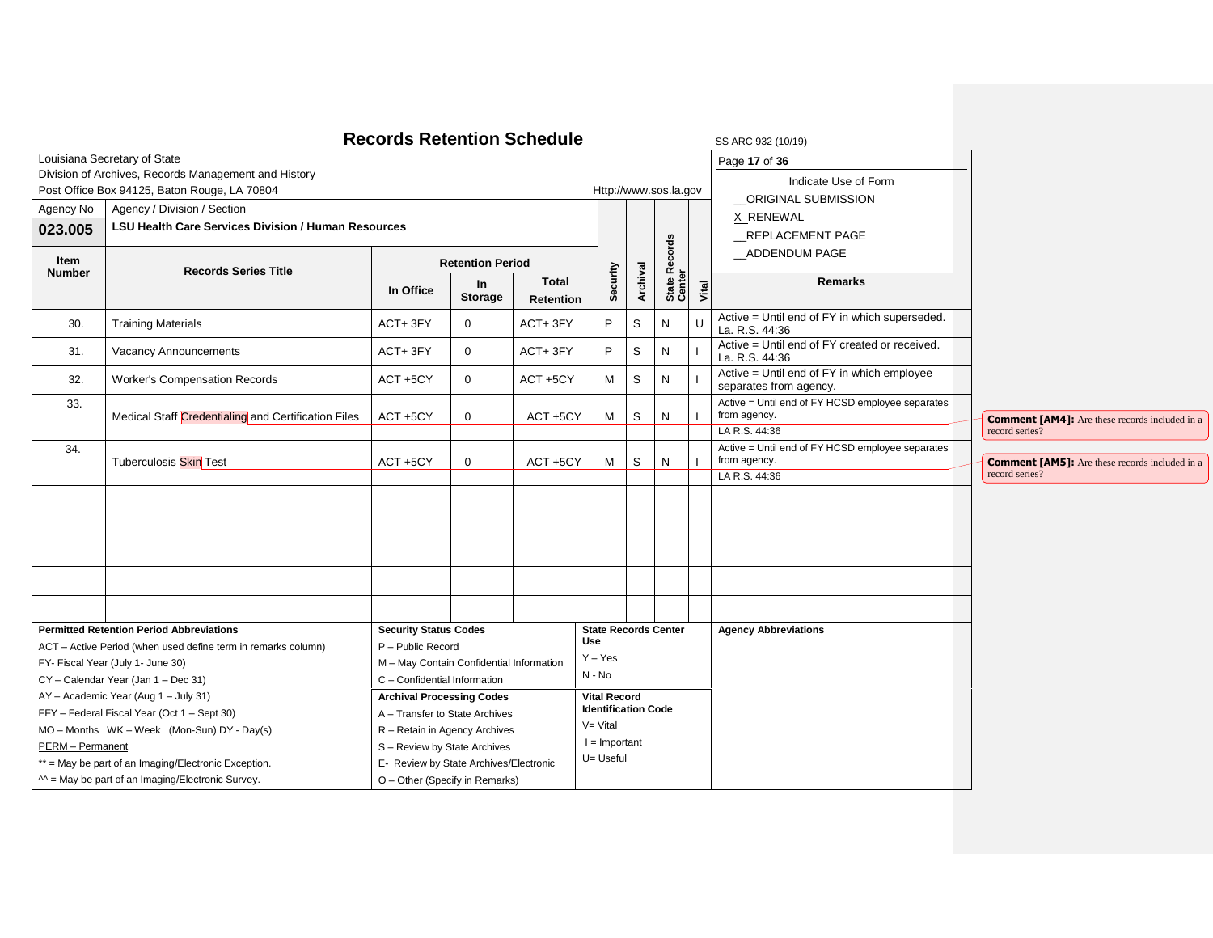# Records Retention Schedule

SS ARC 932 (10/19)

Louisiana Secretary of State
Division of Archives, Records Management and History
Post Office Box 94125, Baton Rouge, LA 70804

Http://www.sos.la.gov

Indicate Use of Form
__ORIGINAL SUBMISSION
X_RENEWAL
__REPLACEMENT PAGE
__ADDENDUM PAGE

| Agency No | Agency / Division / Section | | | | | | | | |
|---|---|---|---|---|---|---|---|---|---|
| **023.005** | **LSU Health Care Services Division / Human Resources** | | | | | | | | |

| Item Number | Records Series Title | Retention Period | | | Security | Archival | State Records Center | Vital | Remarks |
|---|---|---|---|---|---|---|---|---|---|
| | | In Office | In Storage | Total Retention | | | | | |
| 30. | Training Materials | ACT+ 3FY | 0 | ACT+ 3FY | P | S | N | U | Active = Until end of FY in which superseded. La. R.S. 44:36 |
| 31. | Vacancy Announcements | ACT+ 3FY | 0 | ACT+ 3FY | P | S | N | I | Active = Until end of FY created or received. La. R.S. 44:36 |
| 32. | Worker's Compensation Records | ACT +5CY | 0 | ACT +5CY | M | S | N | I | Active = Until end of FY in which employee separates from agency. |
| 33. | Medical Staff Credentialing and Certification Files | ACT +5CY | 0 | ACT +5CY | M | S | N | I | Active = Until end of FY HCSD employee separates from agency. LA R.S. 44:36 |
| 34. | Tuberculosis Skin Test | ACT +5CY | 0 | ACT +5CY | M | S | N | I | Active = Until end of FY HCSD employee separates from agency. LA R.S. 44:36 |
| | | | | | | | | | |
| | | | | | | | | | |
| | | | | | | | | | |
| | | | | | | | | | |
| | | | | | | | | | |

Comment [AM4]: Are these records included in a record series?

Comment [AM5]: Are these records included in a record series?

**Permitted Retention Period Abbreviations**
ACT – Active Period (when used define term in remarks column)
FY- Fiscal Year (July 1- June 30)
CY – Calendar Year (Jan 1 – Dec 31)
AY – Academic Year (Aug 1 – July 31)
FFY – Federal Fiscal Year (Oct 1 – Sept 30)
MO – Months WK – Week (Mon-Sun) DY - Day(s)
PERM – Permanent
** = May be part of an Imaging/Electronic Exception.
^^ = May be part of an Imaging/Electronic Survey.

**Security Status Codes**
P – Public Record
M – May Contain Confidential Information
C – Confidential Information

**Archival Processing Codes**
A – Transfer to State Archives
R – Retain in Agency Archives
S – Review by State Archives
E- Review by State Archives/Electronic
O – Other (Specify in Remarks)

**State Records Center Use**
Y – Yes
N - No

**Vital Record Identification Code**
V= Vital
I = Important
U= Useful

**Agency Abbreviations**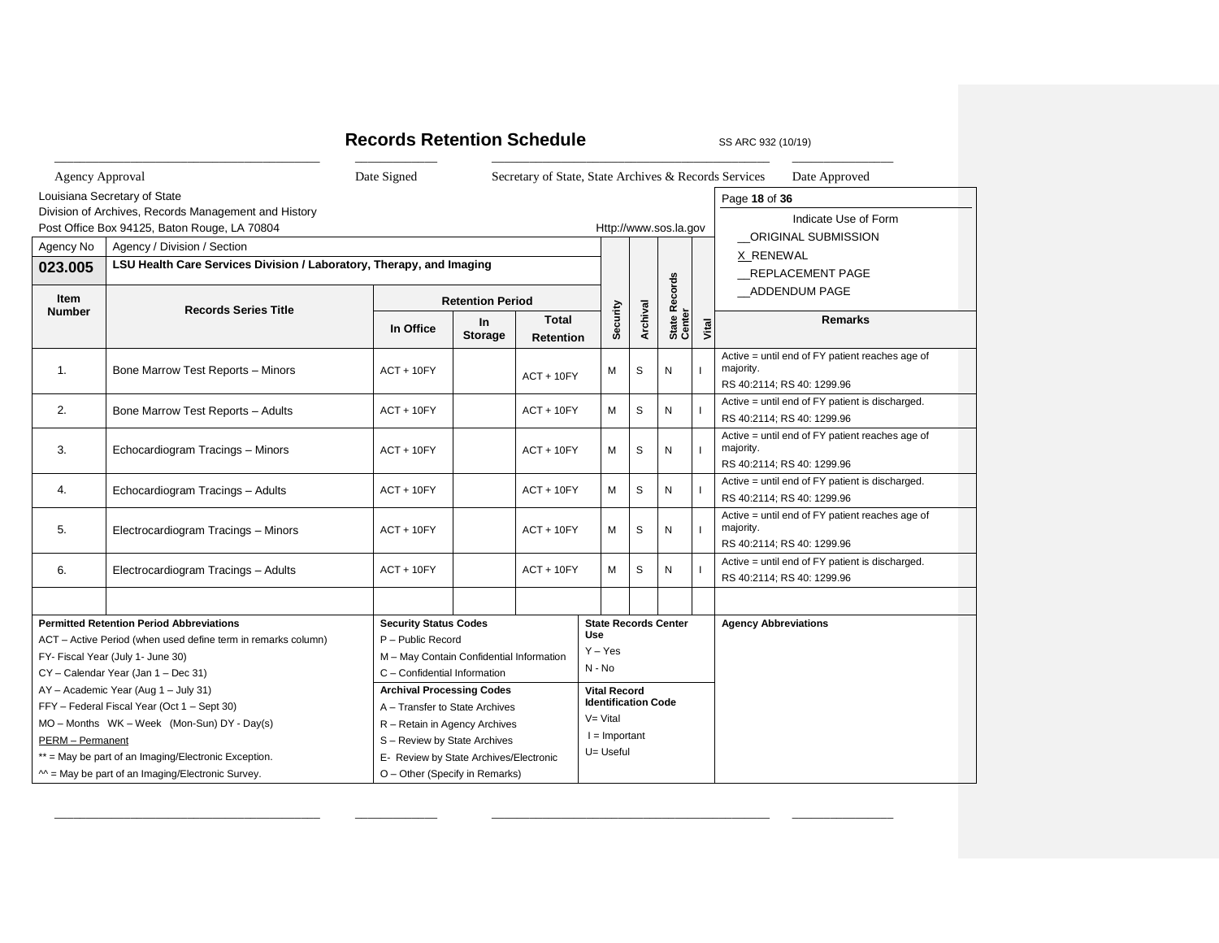# Records Retention Schedule

SS ARC 932 (10/19)

| Agency Approval | Date Signed | Secretary of State, State Archives & Records Services | Date Approved |
|---|---|---|---|
| | | | |

Louisiana Secretary of State
Division of Archives, Records Management and History
Post Office Box 94125, Baton Rouge, LA 70804

Http://www.sos.la.gov

Indicate Use of Form
__ORIGINAL SUBMISSION
X RENEWAL
__REPLACEMENT PAGE
__ADDENDUM PAGE

| Agency No | Agency / Division / Section |
|---|---|
| **023.005** | **LSU Health Care Services Division / Laboratory, Therapy, and Imaging** |

| Item Number | Records Series Title | Retention Period | | | Security | Archival | State Records Center | Vital | Remarks |
|---|---|---|---|---|---|---|---|---|---|
| | | In Office | In Storage | Total Retention | | | | | |
| 1. | Bone Marrow Test Reports – Minors | ACT + 10FY | | ACT + 10FY | M | S | N | I | Active = until end of FY patient reaches age of majority. RS 40:2114; RS 40: 1299.96 |
| 2. | Bone Marrow Test Reports – Adults | ACT + 10FY | | ACT + 10FY | M | S | N | I | Active = until end of FY patient is discharged. RS 40:2114; RS 40: 1299.96 |
| 3. | Echocardiogram Tracings – Minors | ACT + 10FY | | ACT + 10FY | M | S | N | I | Active = until end of FY patient reaches age of majority. RS 40:2114; RS 40: 1299.96 |
| 4. | Echocardiogram Tracings – Adults | ACT + 10FY | | ACT + 10FY | M | S | N | I | Active = until end of FY patient is discharged. RS 40:2114; RS 40: 1299.96 |
| 5. | Electrocardiogram Tracings – Minors | ACT + 10FY | | ACT + 10FY | M | S | N | I | Active = until end of FY patient reaches age of majority. RS 40:2114; RS 40: 1299.96 |
| 6. | Electrocardiogram Tracings – Adults | ACT + 10FY | | ACT + 10FY | M | S | N | I | Active = until end of FY patient is discharged. RS 40:2114; RS 40: 1299.96 |
| | | | | | | | | | |

**Permitted Retention Period Abbreviations**
ACT – Active Period (when used define term in remarks column)
FY- Fiscal Year (July 1- June 30)
CY – Calendar Year (Jan 1 – Dec 31)
AY – Academic Year (Aug 1 – July 31)
FFY – Federal Fiscal Year (Oct 1 – Sept 30)
MO – Months WK – Week (Mon-Sun) DY - Day(s)
PERM – Permanent
** = May be part of an Imaging/Electronic Exception.
^^ = May be part of an Imaging/Electronic Survey.

**Security Status Codes**
P – Public Record
M – May Contain Confidential Information
C – Confidential Information

**Archival Processing Codes**
A – Transfer to State Archives
R – Retain in Agency Archives
S – Review by State Archives
E- Review by State Archives/Electronic
O – Other (Specify in Remarks)

**State Records Center Use**
Y – Yes
N - No

**Vital Record Identification Code**
V= Vital
I = Important
U= Useful

**Agency Abbreviations**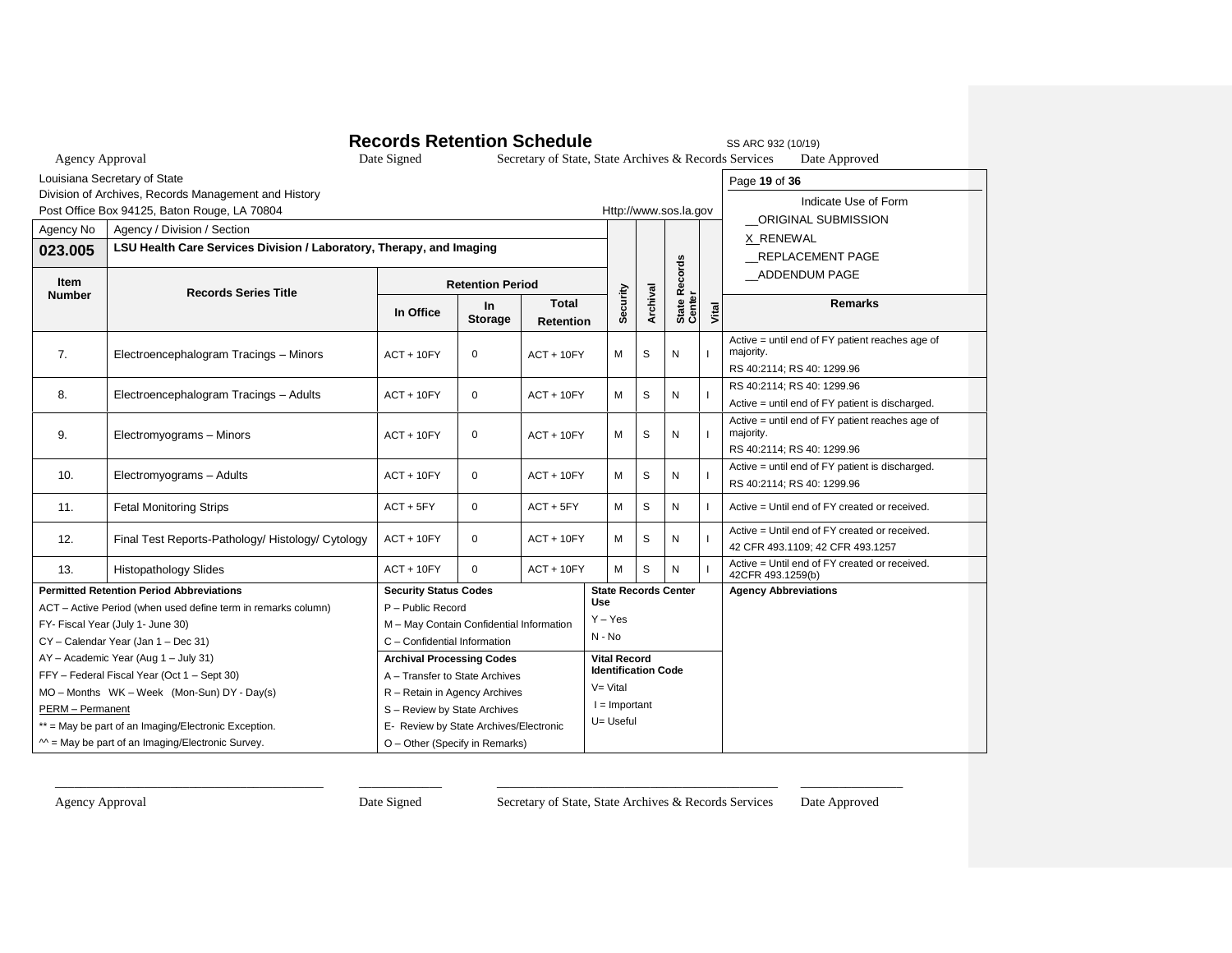# Records Retention Schedule

SS ARC 932 (10/19)

Agency Approval Date Signed Secretary of State, State Archives & Records Services Date Approved

Louisiana Secretary of State
Division of Archives, Records Management and History
Post Office Box 94125, Baton Rouge, LA 70804
Http://www.sos.la.gov

Indicate Use of Form
__ORIGINAL SUBMISSION
X_RENEWAL
__REPLACEMENT PAGE
__ADDENDUM PAGE

| Agency No | Agency / Division / Section |
|---|---|
| **023.005** | **LSU Health Care Services Division / Laboratory, Therapy, and Imaging** |

| Item Number | Records Series Title | Retention Period: In Office | Retention Period: In Storage | Retention Period: Total Retention | Security | Archival | State Records Center | Vital | Remarks |
|---|---|---|---|---|---|---|---|---|---|
| 7. | Electroencephalogram Tracings – Minors | ACT + 10FY | 0 | ACT + 10FY | M | S | N | I | Active = until end of FY patient reaches age of majority. RS 40:2114; RS 40: 1299.96 |
| 8. | Electroencephalogram Tracings – Adults | ACT + 10FY | 0 | ACT + 10FY | M | S | N | I | RS 40:2114; RS 40: 1299.96 Active = until end of FY patient is discharged. |
| 9. | Electromyograms – Minors | ACT + 10FY | 0 | ACT + 10FY | M | S | N | I | Active = until end of FY patient reaches age of majority. RS 40:2114; RS 40: 1299.96 |
| 10. | Electromyograms – Adults | ACT + 10FY | 0 | ACT + 10FY | M | S | N | I | Active = until end of FY patient is discharged. RS 40:2114; RS 40: 1299.96 |
| 11. | Fetal Monitoring Strips | ACT + 5FY | 0 | ACT + 5FY | M | S | N | I | Active = Until end of FY created or received. |
| 12. | Final Test Reports-Pathology/ Histology/ Cytology | ACT + 10FY | 0 | ACT + 10FY | M | S | N | I | Active = Until end of FY created or received. 42 CFR 493.1109; 42 CFR 493.1257 |
| 13. | Histopathology Slides | ACT + 10FY | 0 | ACT + 10FY | M | S | N | I | Active = Until end of FY created or received. 42CFR 493.1259(b) |

**Permitted Retention Period Abbreviations**
ACT – Active Period (when used define term in remarks column)
FY- Fiscal Year (July 1- June 30)
CY – Calendar Year (Jan 1 – Dec 31)
AY – Academic Year (Aug 1 – July 31)
FFY – Federal Fiscal Year (Oct 1 – Sept 30)
MO – Months WK – Week (Mon-Sun) DY - Day(s)
PERM – Permanent
** = May be part of an Imaging/Electronic Exception.
^^ = May be part of an Imaging/Electronic Survey.

**Security Status Codes**
P – Public Record
M – May Contain Confidential Information
C – Confidential Information

**Archival Processing Codes**
A – Transfer to State Archives
R – Retain in Agency Archives
S – Review by State Archives
E- Review by State Archives/Electronic
O – Other (Specify in Remarks)

**State Records Center Use**
Y – Yes
N - No

**Vital Record Identification Code**
V= Vital
I = Important
U= Useful

**Agency Abbreviations**

Agency Approval Date Signed Secretary of State, State Archives & Records Services Date Approved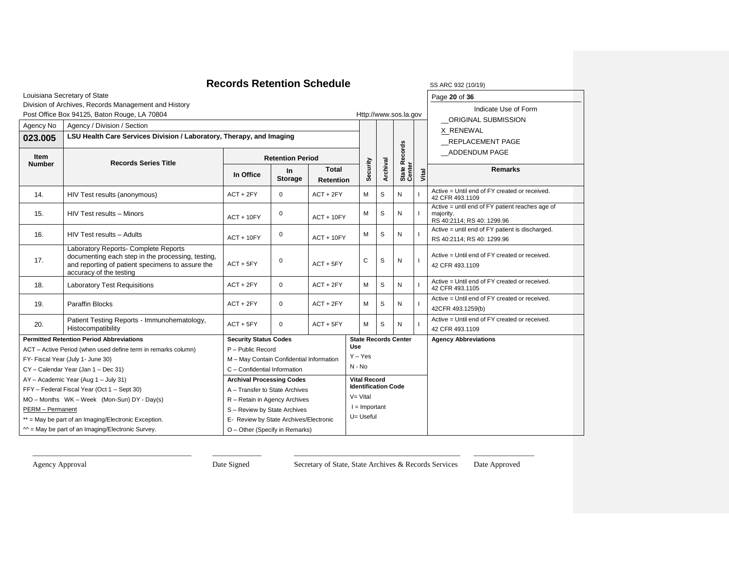# Records Retention Schedule

SS ARC 932 (10/19)

Louisiana Secretary of State
Division of Archives, Records Management and History
Post Office Box 94125, Baton Rouge, LA 70804

Http://www.sos.la.gov

Indicate Use of Form
__ORIGINAL SUBMISSION
X_RENEWAL
__REPLACEMENT PAGE
__ADDENDUM PAGE

| Agency No | Agency / Division / Section |
|---|---|
| **023.005** | **LSU Health Care Services Division / Laboratory, Therapy, and Imaging** |

| Item Number | Records Series Title | Retention Period | | | Security | Archival | State Records Center | Vital | Remarks |
|---|---|---|---|---|---|---|---|---|---|
| | | In Office | In Storage | Total Retention | | | | | |
| 14. | HIV Test results (anonymous) | ACT + 2FY | 0 | ACT + 2FY | M | S | N | I | Active = Until end of FY created or received. 42 CFR 493.1109 |
| 15. | HIV Test results – Minors | ACT + 10FY | 0 | ACT + 10FY | M | S | N | I | Active = until end of FY patient reaches age of majority. RS 40:2114; RS 40: 1299.96 |
| 16. | HIV Test results – Adults | ACT + 10FY | 0 | ACT + 10FY | M | S | N | I | Active = until end of FY patient is discharged. RS 40:2114; RS 40: 1299.96 |
| 17. | Laboratory Reports- Complete Reports documenting each step in the processing, testing, and reporting of patient specimens to assure the accuracy of the testing | ACT + 5FY | 0 | ACT + 5FY | C | S | N | I | Active = Until end of FY created or received. 42 CFR 493.1109 |
| 18. | Laboratory Test Requisitions | ACT + 2FY | 0 | ACT + 2FY | M | S | N | I | Active = Until end of FY created or received. 42 CFR 493.1105 |
| 19. | Paraffin Blocks | ACT + 2FY | 0 | ACT + 2FY | M | S | N | I | Active = Until end of FY created or received. 42CFR 493.1259(b) |
| 20. | Patient Testing Reports - Immunohematology, Histocompatibility | ACT + 5FY | 0 | ACT + 5FY | M | S | N | I | Active = Until end of FY created or received. 42 CFR 493.1109 |

**Permitted Retention Period Abbreviations**
ACT – Active Period (when used define term in remarks column)
FY- Fiscal Year (July 1- June 30)
CY – Calendar Year (Jan 1 – Dec 31)
AY – Academic Year (Aug 1 – July 31)
FFY – Federal Fiscal Year (Oct 1 – Sept 30)
MO – Months WK – Week (Mon-Sun) DY - Day(s)
PERM – Permanent
** = May be part of an Imaging/Electronic Exception.
^^ = May be part of an Imaging/Electronic Survey.

**Security Status Codes**
P – Public Record
M – May Contain Confidential Information
C – Confidential Information

**Archival Processing Codes**
A – Transfer to State Archives
R – Retain in Agency Archives
S – Review by State Archives
E- Review by State Archives/Electronic
O – Other (Specify in Remarks)

**State Records Center Use**
Y – Yes
N - No

**Vital Record Identification Code**
V= Vital
I = Important
U= Useful

**Agency Abbreviations**

______________________ Agency Approval

__________ Date Signed

______________________ Secretary of State, State Archives & Records Services

__________ Date Approved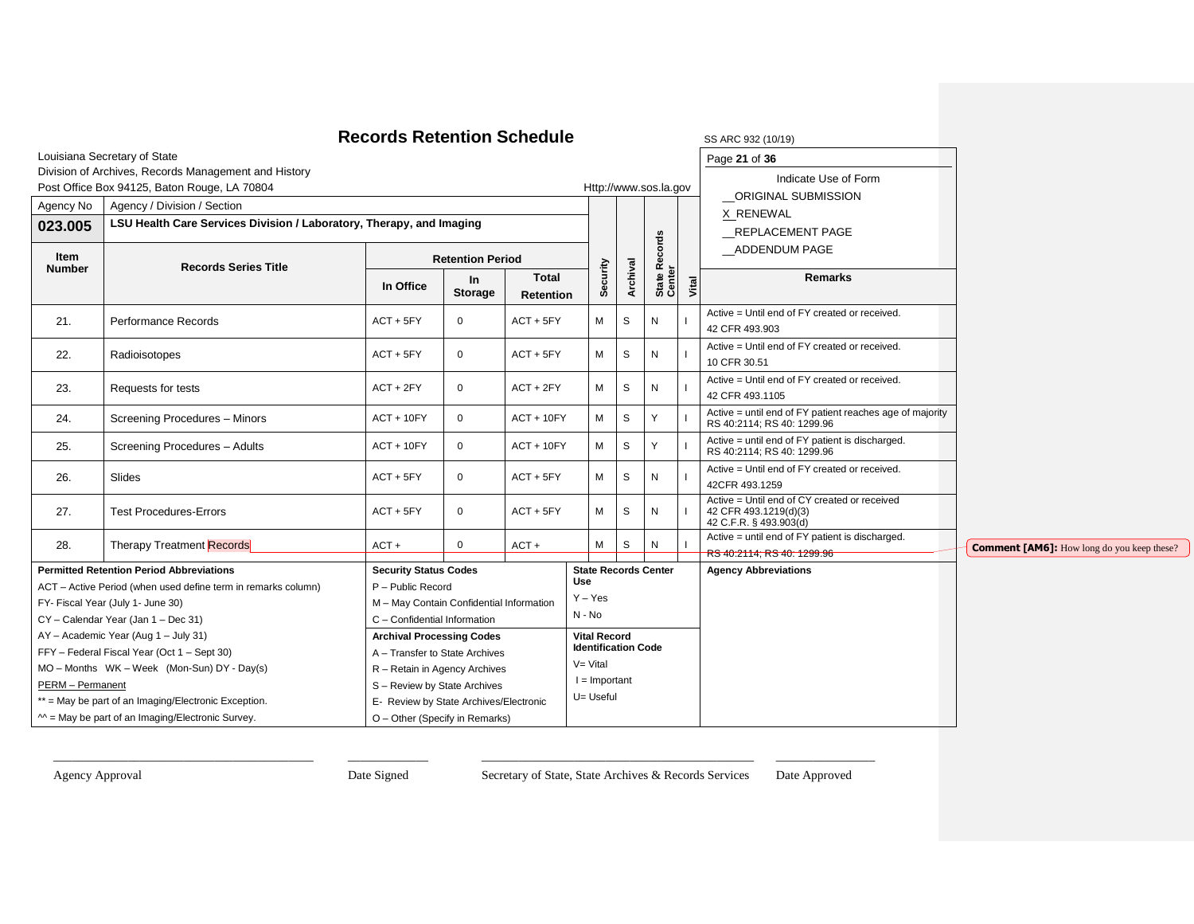# Records Retention Schedule

SS ARC 932 (10/19)

Louisiana Secretary of State
Division of Archives, Records Management and History
Post Office Box 94125, Baton Rouge, LA 70804

Http://www.sos.la.gov

Indicate Use of Form

__ORIGINAL SUBMISSION
X RENEWAL
__REPLACEMENT PAGE
__ADDENDUM PAGE

| Agency No | Agency / Division / Section | | | | | | | | |
|---|---|---|---|---|---|---|---|---|---|
| **023.005** | **LSU Health Care Services Division / Laboratory, Therapy, and Imaging** | | | | | | | | |

| Item Number | Records Series Title | Retention Period In Office | Retention Period In Storage | Total Retention | Security | Archival | State Records Center | Vital | Remarks |
|---|---|---|---|---|---|---|---|---|---|
| 21. | Performance Records | ACT + 5FY | 0 | ACT + 5FY | M | S | N | I | Active = Until end of FY created or received. 42 CFR 493.903 |
| 22. | Radioisotopes | ACT + 5FY | 0 | ACT + 5FY | M | S | N | I | Active = Until end of FY created or received. 10 CFR 30.51 |
| 23. | Requests for tests | ACT + 2FY | 0 | ACT + 2FY | M | S | N | I | Active = Until end of FY created or received. 42 CFR 493.1105 |
| 24. | Screening Procedures – Minors | ACT + 10FY | 0 | ACT + 10FY | M | S | Y | I | Active = until end of FY patient reaches age of majority RS 40:2114; RS 40: 1299.96 |
| 25. | Screening Procedures – Adults | ACT + 10FY | 0 | ACT + 10FY | M | S | Y | I | Active = until end of FY patient is discharged. RS 40:2114; RS 40: 1299.96 |
| 26. | Slides | ACT + 5FY | 0 | ACT + 5FY | M | S | N | I | Active = Until end of FY created or received. 42CFR 493.1259 |
| 27. | Test Procedures-Errors | ACT + 5FY | 0 | ACT + 5FY | M | S | N | I | Active = Until end of CY created or received 42 CFR 493.1219(d)(3) 42 C.F.R. § 493.903(d) |
| 28. | Therapy Treatment Records | ACT + | 0 | ACT + | M | S | N | I | Active = until end of FY patient is discharged. ~~RS 40:2114; RS 40: 1299.96~~ |

Comment [AM6]: How long do you keep these?

**Permitted Retention Period Abbreviations**
ACT – Active Period (when used define term in remarks column)
FY- Fiscal Year (July 1- June 30)
CY – Calendar Year (Jan 1 – Dec 31)
AY – Academic Year (Aug 1 – July 31)
FFY – Federal Fiscal Year (Oct 1 – Sept 30)
MO – Months WK – Week (Mon-Sun) DY - Day(s)
PERM – Permanent
** = May be part of an Imaging/Electronic Exception.
^^ = May be part of an Imaging/Electronic Survey.

**Security Status Codes**
P – Public Record
M – May Contain Confidential Information
C – Confidential Information

**Archival Processing Codes**
A – Transfer to State Archives
R – Retain in Agency Archives
S – Review by State Archives
E- Review by State Archives/Electronic
O – Other (Specify in Remarks)

**State Records Center Use**
Y – Yes
N - No

**Vital Record Identification Code**
V= Vital
I = Important
U= Useful

**Agency Abbreviations**

Agency Approval ____________ Date Signed ____________ Secretary of State, State Archives & Records Services ____________ Date Approved ____________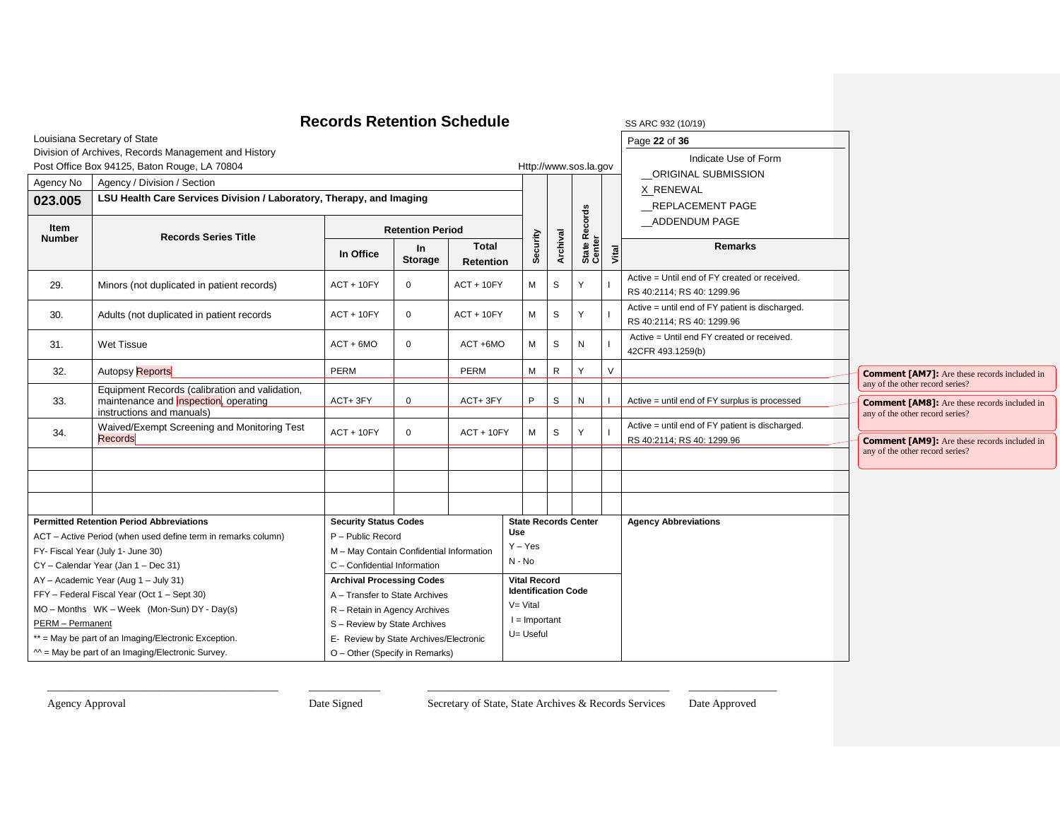# Records Retention Schedule

SS ARC 932 (10/19)

Louisiana Secretary of State
Division of Archives, Records Management and History
Post Office Box 94125, Baton Rouge, LA 70804

Http://www.sos.la.gov

Indicate Use of Form
__ORIGINAL SUBMISSION
X RENEWAL
__REPLACEMENT PAGE
__ADDENDUM PAGE

| Agency No | Agency / Division / Section | | | | | | | | |
|---|---|---|---|---|---|---|---|---|---|
| **023.005** | **LSU Health Care Services Division / Laboratory, Therapy, and Imaging** | | | | | | | | |
| **Item Number** | **Records Series Title** | **Retention Period** | | | **Security** | **Archival** | **State Records Center** | **Vital** | **Remarks** |
| | | **In Office** | **In Storage** | **Total Retention** | | | | | |
| 29. | Minors (not duplicated in patient records) | ACT + 10FY | 0 | ACT + 10FY | M | S | Y | I | Active = Until end of FY created or received. RS 40:2114; RS 40: 1299.96 |
| 30. | Adults (not duplicated in patient records | ACT + 10FY | 0 | ACT + 10FY | M | S | Y | I | Active = until end of FY patient is discharged. RS 40:2114; RS 40: 1299.96 |
| 31. | Wet Tissue | ACT + 6MO | 0 | ACT +6MO | M | S | N | I | Active = Until end FY created or received. 42CFR 493.1259(b) |
| 32. | Autopsy Reports | PERM | | PERM | M | R | Y | V | |
| 33. | Equipment Records (calibration and validation, maintenance and Inspection, operating instructions and manuals) | ACT+ 3FY | 0 | ACT+ 3FY | P | S | N | I | Active = until end of FY surplus is processed |
| 34. | Waived/Exempt Screening and Monitoring Test Records | ACT + 10FY | 0 | ACT + 10FY | M | S | Y | I | Active = until end of FY patient is discharged. RS 40:2114; RS 40: 1299.96 |
| | | | | | | | | | |
| | | | | | | | | | |
| | | | | | | | | | |

Comment [AM7]: Are these records included in any of the other record series?

Comment [AM8]: Are these records included in any of the other record series?

Comment [AM9]: Are these records included in any of the other record series?

**Permitted Retention Period Abbreviations**
ACT – Active Period (when used define term in remarks column)
FY- Fiscal Year (July 1- June 30)
CY – Calendar Year (Jan 1 – Dec 31)
AY – Academic Year (Aug 1 – July 31)
FFY – Federal Fiscal Year (Oct 1 – Sept 30)
MO – Months WK – Week (Mon-Sun) DY - Day(s)
PERM – Permanent
** = May be part of an Imaging/Electronic Exception.
^^ = May be part of an Imaging/Electronic Survey.

**Security Status Codes**
P – Public Record
M – May Contain Confidential Information
C – Confidential Information

**Archival Processing Codes**
A – Transfer to State Archives
R – Retain in Agency Archives
S – Review by State Archives
E- Review by State Archives/Electronic
O – Other (Specify in Remarks)

**State Records Center Use**
Y – Yes
N - No

**Vital Record Identification Code**
V= Vital
I = Important
U= Useful

**Agency Abbreviations**

Agency Approval ____________ Date Signed ____________ Secretary of State, State Archives & Records Services ____________ Date Approved ____________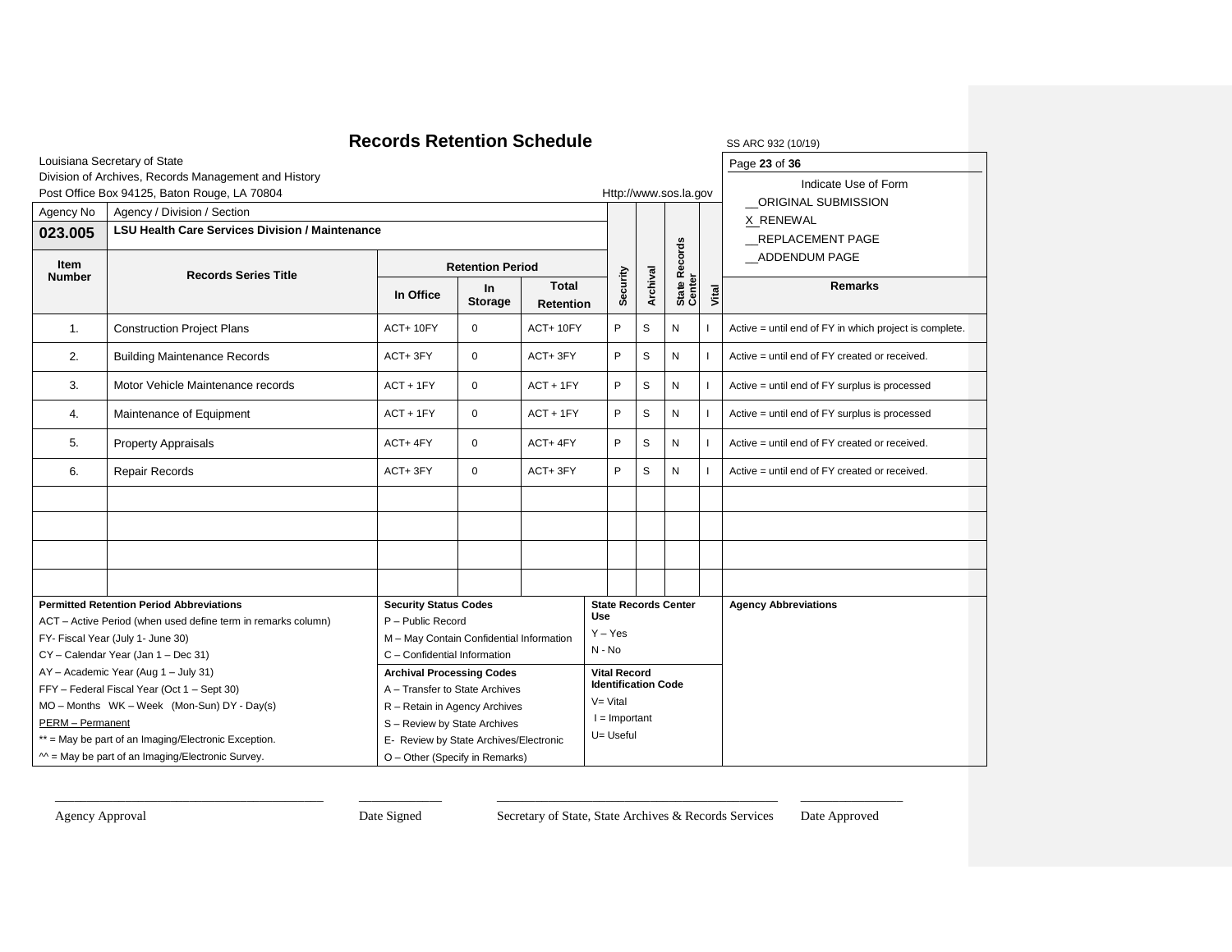# Records Retention Schedule

SS ARC 932 (10/19)

Louisiana Secretary of State
Division of Archives, Records Management and History
Post Office Box 94125, Baton Rouge, LA 70804

Http://www.sos.la.gov

Indicate Use of Form
__ORIGINAL SUBMISSION
X_RENEWAL
__REPLACEMENT PAGE
__ADDENDUM PAGE

| Agency No | Agency / Division / Section | | | | | | | | |
|---|---|---|---|---|---|---|---|---|---|
| **023.005** | **LSU Health Care Services Division / Maintenance** | | | | | | | | |
| **Item Number** | **Records Series Title** | **Retention Period** | | | **Security** | **Archival** | **State Records Center** | **Vital** | **Remarks** |
| | | **In Office** | **In Storage** | **Total Retention** | | | | | |
| 1. | Construction Project Plans | ACT+ 10FY | 0 | ACT+ 10FY | P | S | N | I | Active = until end of FY in which project is complete. |
| 2. | Building Maintenance Records | ACT+ 3FY | 0 | ACT+ 3FY | P | S | N | I | Active = until end of FY created or received. |
| 3. | Motor Vehicle Maintenance records | ACT + 1FY | 0 | ACT + 1FY | P | S | N | I | Active = until end of FY surplus is processed |
| 4. | Maintenance of Equipment | ACT + 1FY | 0 | ACT + 1FY | P | S | N | I | Active = until end of FY surplus is processed |
| 5. | Property Appraisals | ACT+ 4FY | 0 | ACT+ 4FY | P | S | N | I | Active = until end of FY created or received. |
| 6. | Repair Records | ACT+ 3FY | 0 | ACT+ 3FY | P | S | N | I | Active = until end of FY created or received. |
| | | | | | | | | | |
| | | | | | | | | | |
| | | | | | | | | | |
| | | | | | | | | | |

**Permitted Retention Period Abbreviations**
ACT – Active Period (when used define term in remarks column)
FY- Fiscal Year (July 1- June 30)
CY – Calendar Year (Jan 1 – Dec 31)
AY – Academic Year (Aug 1 – July 31)
FFY – Federal Fiscal Year (Oct 1 – Sept 30)
MO – Months WK – Week (Mon-Sun) DY - Day(s)
PERM – Permanent
** = May be part of an Imaging/Electronic Exception.
^^ = May be part of an Imaging/Electronic Survey.

**Security Status Codes**
P – Public Record
M – May Contain Confidential Information
C – Confidential Information

**Archival Processing Codes**
A – Transfer to State Archives
R – Retain in Agency Archives
S – Review by State Archives
E- Review by State Archives/Electronic
O – Other (Specify in Remarks)

**State Records Center Use**
Y – Yes
N - No

**Vital Record Identification Code**
V= Vital
I = Important
U= Useful

**Agency Abbreviations**

______________________ Agency Approval

__________ Date Signed

______________________ Secretary of State, State Archives & Records Services

__________ Date Approved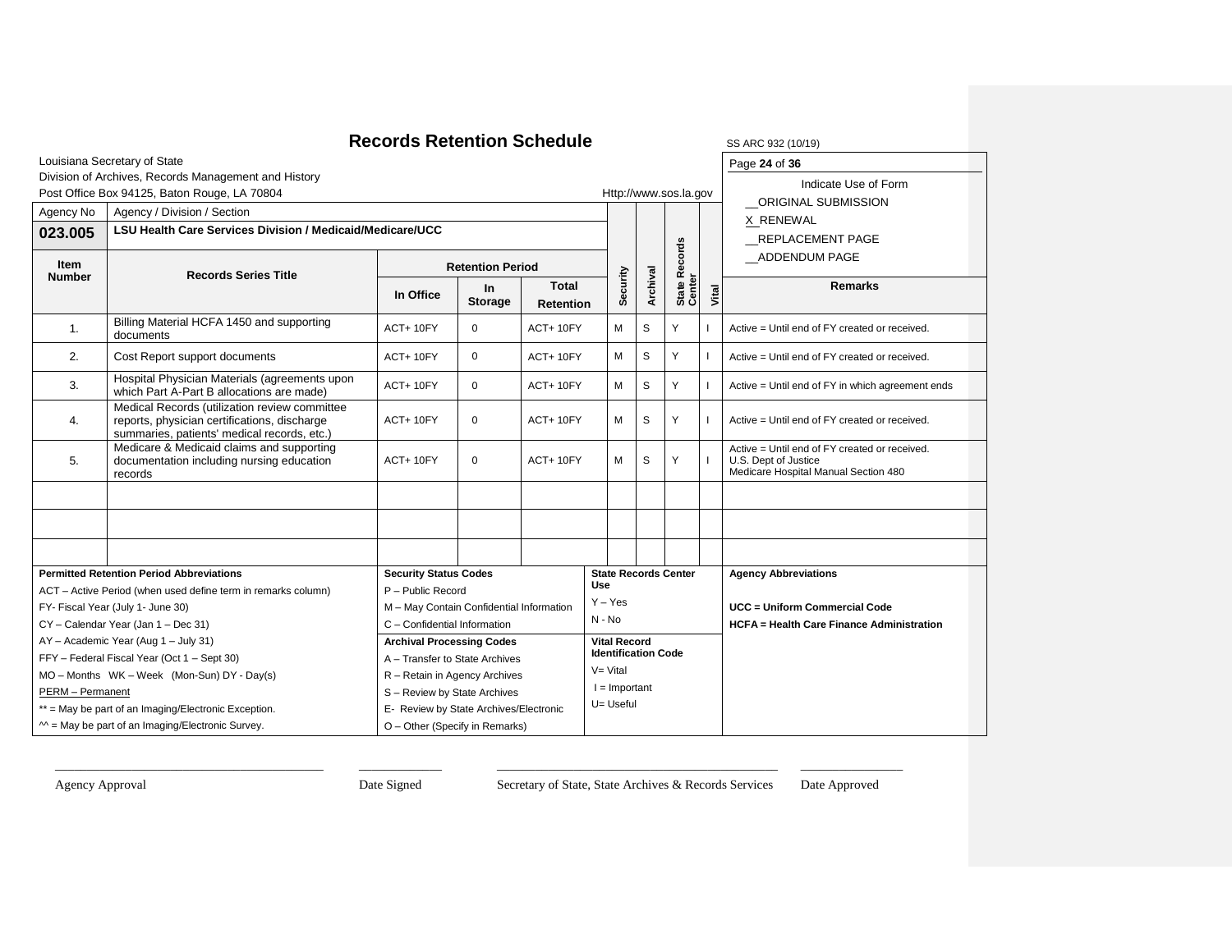# Records Retention Schedule

SS ARC 932 (10/19)

Louisiana Secretary of State
Division of Archives, Records Management and History
Post Office Box 94125, Baton Rouge, LA 70804

Http://www.sos.la.gov

Indicate Use of Form
__ORIGINAL SUBMISSION
X_RENEWAL
__REPLACEMENT PAGE
__ADDENDUM PAGE

| Agency No | Agency / Division / Section | | | | | | | | |
|---|---|---|---|---|---|---|---|---|---|
| **023.005** | **LSU Health Care Services Division / Medicaid/Medicare/UCC** | | | | | | | | |

| Item Number | Records Series Title | Retention Period – In Office | Retention Period – In Storage | Retention Period – Total Retention | Security | Archival | State Records Center | Vital | Remarks |
|---|---|---|---|---|---|---|---|---|---|
| 1. | Billing Material HCFA 1450 and supporting documents | ACT+ 10FY | 0 | ACT+ 10FY | M | S | Y | I | Active = Until end of FY created or received. |
| 2. | Cost Report support documents | ACT+ 10FY | 0 | ACT+ 10FY | M | S | Y | I | Active = Until end of FY created or received. |
| 3. | Hospital Physician Materials (agreements upon which Part A-Part B allocations are made) | ACT+ 10FY | 0 | ACT+ 10FY | M | S | Y | I | Active = Until end of FY in which agreement ends |
| 4. | Medical Records (utilization review committee reports, physician certifications, discharge summaries, patients' medical records, etc.) | ACT+ 10FY | 0 | ACT+ 10FY | M | S | Y | I | Active = Until end of FY created or received. |
| 5. | Medicare & Medicaid claims and supporting documentation including nursing education records | ACT+ 10FY | 0 | ACT+ 10FY | M | S | Y | I | Active = Until end of FY created or received. U.S. Dept of Justice Medicare Hospital Manual Section 480 |
| | | | | | | | | | |
| | | | | | | | | | |
| | | | | | | | | | |

**Permitted Retention Period Abbreviations**
ACT – Active Period (when used define term in remarks column)
FY- Fiscal Year (July 1- June 30)
CY – Calendar Year (Jan 1 – Dec 31)
AY – Academic Year (Aug 1 – July 31)
FFY – Federal Fiscal Year (Oct 1 – Sept 30)
MO – Months WK – Week (Mon-Sun) DY - Day(s)
PERM – Permanent
** = May be part of an Imaging/Electronic Exception.
^^ = May be part of an Imaging/Electronic Survey.

**Security Status Codes**
P – Public Record
M – May Contain Confidential Information
C – Confidential Information

**Archival Processing Codes**
A – Transfer to State Archives
R – Retain in Agency Archives
S – Review by State Archives
E- Review by State Archives/Electronic
O – Other (Specify in Remarks)

**State Records Center Use**
Y – Yes
N - No

**Vital Record Identification Code**
V= Vital
I = Important
U= Useful

**Agency Abbreviations**

**UCC = Uniform Commercial Code**
**HCFA = Health Care Finance Administration**

Agency Approval ____________ Date Signed ____________ Secretary of State, State Archives & Records Services ____________ Date Approved ____________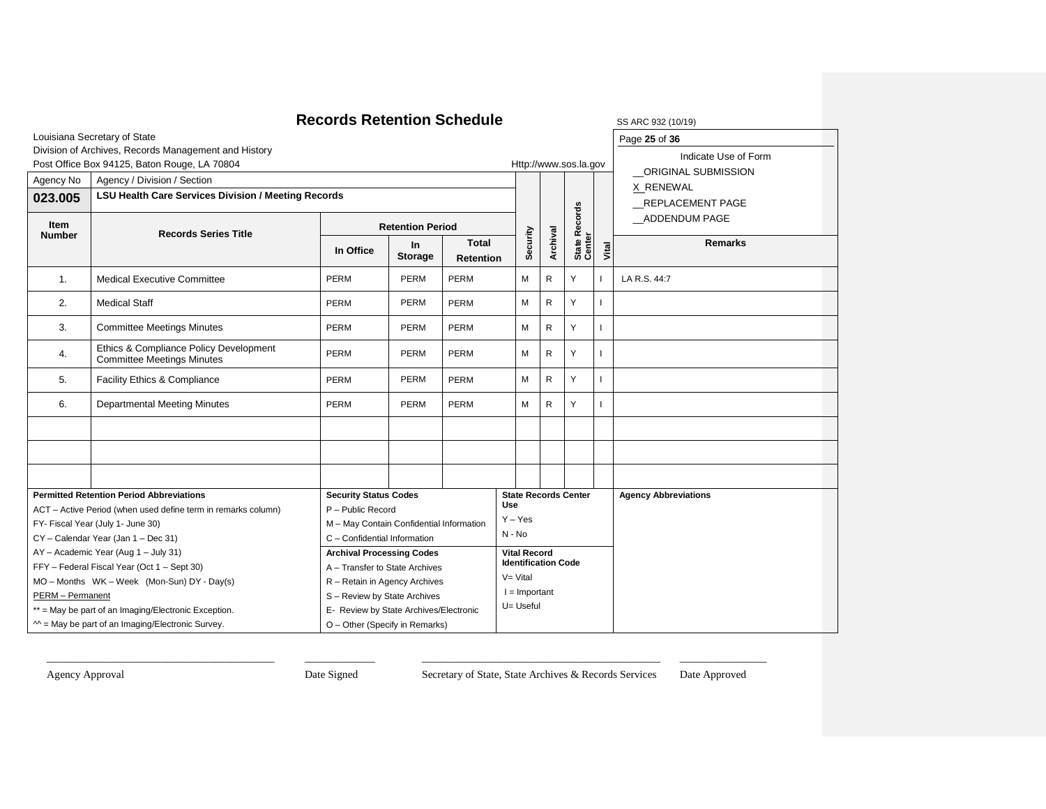# Records Retention Schedule

SS ARC 932 (10/19)

Louisiana Secretary of State
Division of Archives, Records Management and History
Post Office Box 94125, Baton Rouge, LA 70804

Http://www.sos.la.gov

Indicate Use of Form
__ORIGINAL SUBMISSION
X_RENEWAL
__REPLACEMENT PAGE
__ADDENDUM PAGE

| Agency No | Agency / Division / Section |
|---|---|
| **023.005** | **LSU Health Care Services Division / Meeting Records** |

| Item Number | Records Series Title | Retention Period | | | Security | Archival | State Records Center | Vital | Remarks |
|---|---|---|---|---|---|---|---|---|---|
| | | In Office | In Storage | Total Retention | | | | | |
| 1. | Medical Executive Committee | PERM | PERM | PERM | M | R | Y | I | LA R.S. 44:7 |
| 2. | Medical Staff | PERM | PERM | PERM | M | R | Y | I | |
| 3. | Committee Meetings Minutes | PERM | PERM | PERM | M | R | Y | I | |
| 4. | Ethics & Compliance Policy Development Committee Meetings Minutes | PERM | PERM | PERM | M | R | Y | I | |
| 5. | Facility Ethics & Compliance | PERM | PERM | PERM | M | R | Y | I | |
| 6. | Departmental Meeting Minutes | PERM | PERM | PERM | M | R | Y | I | |
| | | | | | | | | | |
| | | | | | | | | | |
| | | | | | | | | | |

**Permitted Retention Period Abbreviations**
ACT – Active Period (when used define term in remarks column)
FY- Fiscal Year (July 1- June 30)
CY – Calendar Year (Jan 1 – Dec 31)
AY – Academic Year (Aug 1 – July 31)
FFY – Federal Fiscal Year (Oct 1 – Sept 30)
MO – Months WK – Week (Mon-Sun) DY - Day(s)
PERM – Permanent
** = May be part of an Imaging/Electronic Exception.
^^ = May be part of an Imaging/Electronic Survey.

**Security Status Codes**
P – Public Record
M – May Contain Confidential Information
C – Confidential Information

**Archival Processing Codes**
A – Transfer to State Archives
R – Retain in Agency Archives
S – Review by State Archives
E- Review by State Archives/Electronic
O – Other (Specify in Remarks)

**State Records Center Use**
Y – Yes
N - No

**Vital Record Identification Code**
V= Vital
I = Important
U= Useful

**Agency Abbreviations**

Agency Approval ____________ Date Signed ____________ Secretary of State, State Archives & Records Services ____________ Date Approved ____________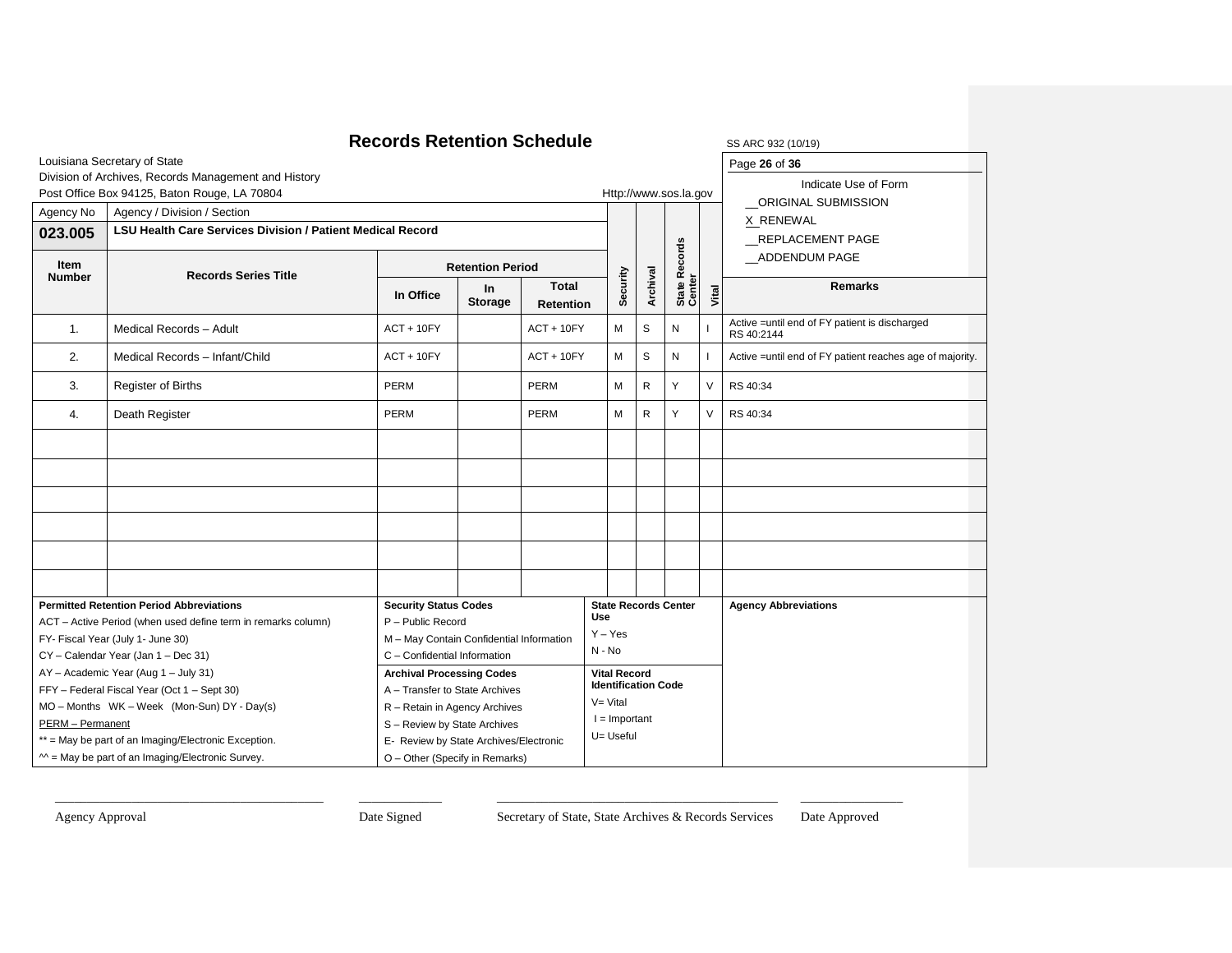# Records Retention Schedule

SS ARC 932 (10/19)

Louisiana Secretary of State
Division of Archives, Records Management and History
Post Office Box 94125, Baton Rouge, LA 70804

Http://www.sos.la.gov

Indicate Use of Form

__ORIGINAL SUBMISSION
X_RENEWAL
__REPLACEMENT PAGE
__ADDENDUM PAGE

| Agency No | Agency / Division / Section | | | | | | | | |
|---|---|---|---|---|---|---|---|---|---|
| **023.005** | **LSU Health Care Services Division / Patient Medical Record** | | | | | | | | |
| **Item Number** | **Records Series Title** | **Retention Period** | | | **Security** | **Archival** | **State Records Center** | **Vital** | **Remarks** |
| | | **In Office** | **In Storage** | **Total Retention** | | | | | |
| 1. | Medical Records – Adult | ACT + 10FY | | ACT + 10FY | M | S | N | I | Active =until end of FY patient is discharged RS 40:2144 |
| 2. | Medical Records – Infant/Child | ACT + 10FY | | ACT + 10FY | M | S | N | I | Active =until end of FY patient reaches age of majority. |
| 3. | Register of Births | PERM | | PERM | M | R | Y | V | RS 40:34 |
| 4. | Death Register | PERM | | PERM | M | R | Y | V | RS 40:34 |
| | | | | | | | | | |
| | | | | | | | | | |
| | | | | | | | | | |
| | | | | | | | | | |
| | | | | | | | | | |
| | | | | | | | | | |

**Permitted Retention Period Abbreviations**
ACT – Active Period (when used define term in remarks column)
FY- Fiscal Year (July 1- June 30)
CY – Calendar Year (Jan 1 – Dec 31)
AY – Academic Year (Aug 1 – July 31)
FFY – Federal Fiscal Year (Oct 1 – Sept 30)
MO – Months WK – Week (Mon-Sun) DY - Day(s)
PERM – Permanent
** = May be part of an Imaging/Electronic Exception.
^^ = May be part of an Imaging/Electronic Survey.

**Security Status Codes**
P – Public Record
M – May Contain Confidential Information
C – Confidential Information

**Archival Processing Codes**
A – Transfer to State Archives
R – Retain in Agency Archives
S – Review by State Archives
E- Review by State Archives/Electronic
O – Other (Specify in Remarks)

**State Records Center Use**
Y – Yes
N - No

**Vital Record Identification Code**
V= Vital
I = Important
U= Useful

**Agency Abbreviations**

_______________________ Agency Approval

_______________ Date Signed

_______________________ Secretary of State, State Archives & Records Services

_______________ Date Approved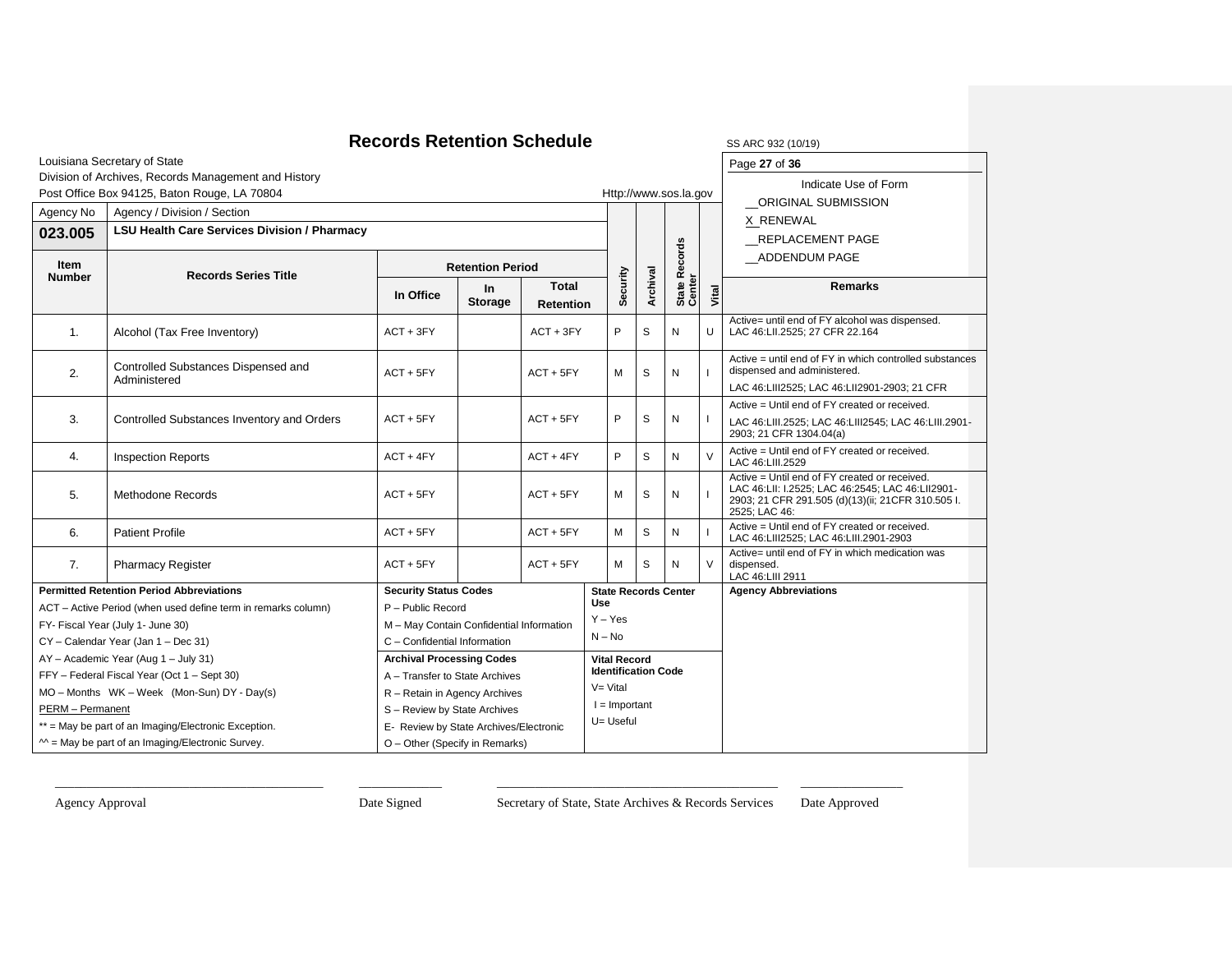# Records Retention Schedule

SS ARC 932 (10/19)

Louisiana Secretary of State
Division of Archives, Records Management and History
Post Office Box 94125, Baton Rouge, LA 70804

Http://www.sos.la.gov

Indicate Use of Form
__ORIGINAL SUBMISSION
X_RENEWAL
__REPLACEMENT PAGE
__ADDENDUM PAGE

| Agency No | Agency / Division / Section |
|---|---|
| **023.005** | **LSU Health Care Services Division / Pharmacy** |

| Item Number | Records Series Title | Retention Period | | | Security | Archival | State Records Center | Vital | Remarks |
|---|---|---|---|---|---|---|---|---|---|
| | | In Office | In Storage | Total Retention | | | | | |
| 1. | Alcohol (Tax Free Inventory) | ACT + 3FY | | ACT + 3FY | P | S | N | U | Active= until end of FY alcohol was dispensed. LAC 46:LII.2525; 27 CFR 22.164 |
| 2. | Controlled Substances Dispensed and Administered | ACT + 5FY | | ACT + 5FY | M | S | N | I | Active = until end of FY in which controlled substances dispensed and administered. LAC 46:LIII2525; LAC 46:LII2901-2903; 21 CFR |
| 3. | Controlled Substances Inventory and Orders | ACT + 5FY | | ACT + 5FY | P | S | N | I | Active = Until end of FY created or received. LAC 46:LIII.2525; LAC 46:LIII2545; LAC 46:LIII.2901-2903; 21 CFR 1304.04(a) |
| 4. | Inspection Reports | ACT + 4FY | | ACT + 4FY | P | S | N | V | Active = Until end of FY created or received. LAC 46:LIII.2529 |
| 5. | Methodone Records | ACT + 5FY | | ACT + 5FY | M | S | N | I | Active = Until end of FY created or received. LAC 46:LII: I.2525; LAC 46:2545; LAC 46:LII2901-2903; 21 CFR 291.505 (d)(13)(ii; 21CFR 310.505 I. 2525; LAC 46: |
| 6. | Patient Profile | ACT + 5FY | | ACT + 5FY | M | S | N | I | Active = Until end of FY created or received. LAC 46:LIII2525; LAC 46:LIII.2901-2903 |
| 7. | Pharmacy Register | ACT + 5FY | | ACT + 5FY | M | S | N | V | Active= until end of FY in which medication was dispensed. LAC 46:LIII 2911 |

**Permitted Retention Period Abbreviations**
ACT – Active Period (when used define term in remarks column)
FY- Fiscal Year (July 1- June 30)
CY – Calendar Year (Jan 1 – Dec 31)
AY – Academic Year (Aug 1 – July 31)
FFY – Federal Fiscal Year (Oct 1 – Sept 30)
MO – Months WK – Week (Mon-Sun) DY - Day(s)
PERM – Permanent
** = May be part of an Imaging/Electronic Exception.
^^ = May be part of an Imaging/Electronic Survey.

**Security Status Codes**
P – Public Record
M – May Contain Confidential Information
C – Confidential Information

**Archival Processing Codes**
A – Transfer to State Archives
R – Retain in Agency Archives
S – Review by State Archives
E- Review by State Archives/Electronic
O – Other (Specify in Remarks)

**State Records Center Use**
Y – Yes
N – No

**Vital Record Identification Code**
V= Vital
I = Important
U= Useful

**Agency Abbreviations**

_______________________ Agency Approval

_______________________ Date Signed

_______________________ Secretary of State, State Archives & Records Services

_______________________ Date Approved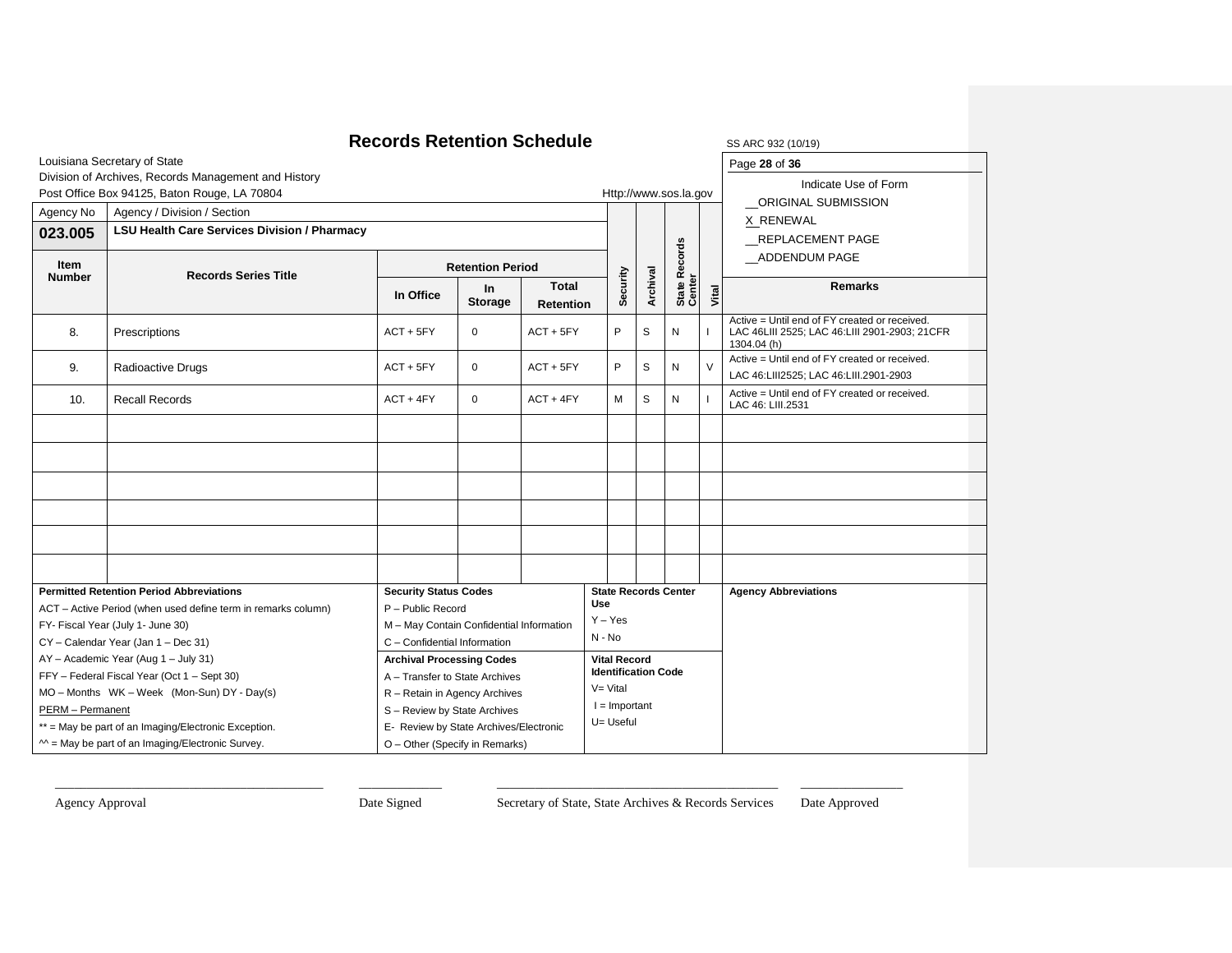# Records Retention Schedule

SS ARC 932 (10/19)

Louisiana Secretary of State
Division of Archives, Records Management and History
Post Office Box 94125, Baton Rouge, LA 70804

Http://www.sos.la.gov

Indicate Use of Form
__ORIGINAL SUBMISSION
X_RENEWAL
__REPLACEMENT PAGE
__ADDENDUM PAGE

| Agency No | Agency / Division / Section |
|---|---|
| **023.005** | **LSU Health Care Services Division / Pharmacy** |

| Item Number | Records Series Title | Retention Period | | | Security | Archival | State Records Center | Vital | Remarks |
|---|---|---|---|---|---|---|---|---|---|
| | | In Office | In Storage | Total Retention | | | | | |
| 8. | Prescriptions | ACT + 5FY | 0 | ACT + 5FY | P | S | N | I | Active = Until end of FY created or received. LAC 46LIII 2525; LAC 46:LIII 2901-2903; 21CFR 1304.04 (h) |
| 9. | Radioactive Drugs | ACT + 5FY | 0 | ACT + 5FY | P | S | N | V | Active = Until end of FY created or received. LAC 46:LIII2525; LAC 46:LIII.2901-2903 |
| 10. | Recall Records | ACT + 4FY | 0 | ACT + 4FY | M | S | N | I | Active = Until end of FY created or received. LAC 46: LIII.2531 |
| | | | | | | | | | |
| | | | | | | | | | |
| | | | | | | | | | |
| | | | | | | | | | |
| | | | | | | | | | |
| | | | | | | | | | |

**Permitted Retention Period Abbreviations**
ACT – Active Period (when used define term in remarks column)
FY- Fiscal Year (July 1- June 30)
CY – Calendar Year (Jan 1 – Dec 31)
AY – Academic Year (Aug 1 – July 31)
FFY – Federal Fiscal Year (Oct 1 – Sept 30)
MO – Months WK – Week (Mon-Sun) DY - Day(s)
PERM – Permanent
** = May be part of an Imaging/Electronic Exception.
^^ = May be part of an Imaging/Electronic Survey.

**Security Status Codes**
P – Public Record
M – May Contain Confidential Information
C – Confidential Information

**Archival Processing Codes**
A – Transfer to State Archives
R – Retain in Agency Archives
S – Review by State Archives
E- Review by State Archives/Electronic
O – Other (Specify in Remarks)

**State Records Center Use**
Y – Yes
N - No

**Vital Record Identification Code**
V= Vital
I = Important
U= Useful

**Agency Abbreviations**

_______________________________ Agency Approval

_____________ Date Signed

_______________________________ Secretary of State, State Archives & Records Services

_____________ Date Approved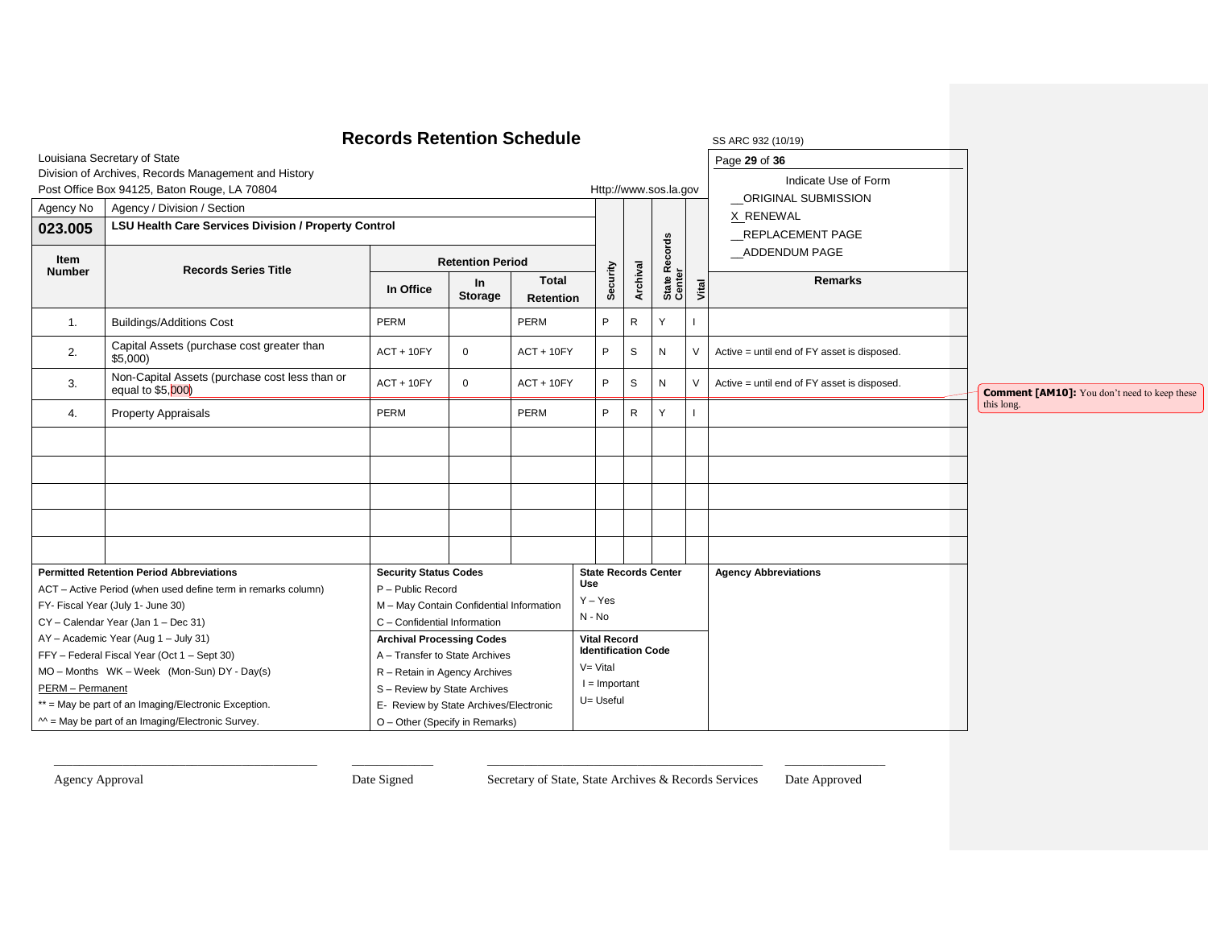# Records Retention Schedule

SS ARC 932 (10/19)

Louisiana Secretary of State
Division of Archives, Records Management and History
Post Office Box 94125, Baton Rouge, LA 70804

Http://www.sos.la.gov

Indicate Use of Form
__ORIGINAL SUBMISSION
X_RENEWAL
__REPLACEMENT PAGE
__ADDENDUM PAGE

| Agency No | Agency / Division / Section |
|---|---|
| **023.005** | **LSU Health Care Services Division / Property Control** |

| Item Number | Records Series Title | Retention Period | | | Security | Archival | State Records Center | Vital | Remarks |
|---|---|---|---|---|---|---|---|---|---|
| | | In Office | In Storage | Total Retention | | | | | |
| 1. | Buildings/Additions Cost | PERM | | PERM | P | R | Y | I | |
| 2. | Capital Assets (purchase cost greater than $5,000) | ACT + 10FY | 0 | ACT + 10FY | P | S | N | V | Active = until end of FY asset is disposed. |
| 3. | Non-Capital Assets (purchase cost less than or equal to $5,000) | ACT + 10FY | 0 | ACT + 10FY | P | S | N | V | Active = until end of FY asset is disposed. |
| 4. | Property Appraisals | PERM | | PERM | P | R | Y | I | |
| | | | | | | | | | |
| | | | | | | | | | |
| | | | | | | | | | |
| | | | | | | | | | |
| | | | | | | | | | |

**Comment [AM10]:** You don't need to keep these this long.

**Permitted Retention Period Abbreviations**
ACT – Active Period (when used define term in remarks column)
FY- Fiscal Year (July 1- June 30)
CY – Calendar Year (Jan 1 – Dec 31)
AY – Academic Year (Aug 1 – July 31)
FFY – Federal Fiscal Year (Oct 1 – Sept 30)
MO – Months WK – Week (Mon-Sun) DY - Day(s)
PERM – Permanent
** = May be part of an Imaging/Electronic Exception.
^^ = May be part of an Imaging/Electronic Survey.

**Security Status Codes**
P – Public Record
M – May Contain Confidential Information
C – Confidential Information

**Archival Processing Codes**
A – Transfer to State Archives
R – Retain in Agency Archives
S – Review by State Archives
E- Review by State Archives/Electronic
O – Other (Specify in Remarks)

**State Records Center Use**
Y – Yes
N - No

**Vital Record Identification Code**
V= Vital
I = Important
U= Useful

**Agency Abbreviations**

\_\_\_\_\_\_\_\_\_\_\_\_\_\_\_\_\_\_\_\_\_\_\_\_\_\_\_\_\_\_\_\_\_\_ Agency Approval
\_\_\_\_\_\_\_\_\_\_\_ Date Signed
\_\_\_\_\_\_\_\_\_\_\_\_\_\_\_\_\_\_\_\_\_\_\_\_\_\_\_\_\_\_\_\_\_\_ Secretary of State, State Archives & Records Services
\_\_\_\_\_\_\_\_\_\_\_ Date Approved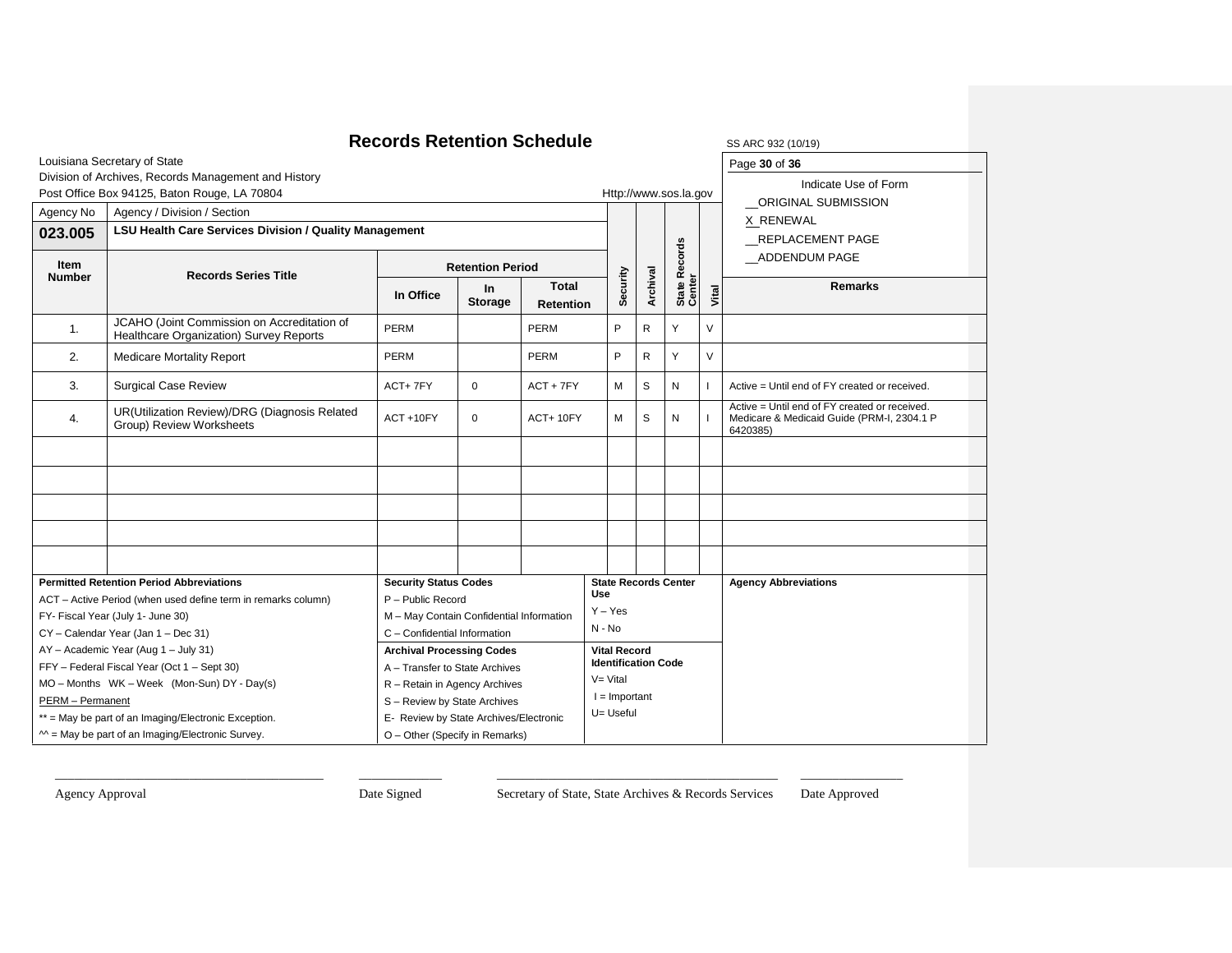# Records Retention Schedule

SS ARC 932 (10/19)

Louisiana Secretary of State
Division of Archives, Records Management and History
Post Office Box 94125, Baton Rouge, LA 70804
Http://www.sos.la.gov

Indicate Use of Form
__ORIGINAL SUBMISSION
X_RENEWAL
__REPLACEMENT PAGE
__ADDENDUM PAGE

| Agency No | Agency / Division / Section | | | | | | | | |
|---|---|---|---|---|---|---|---|---|---|
| **023.005** | **LSU Health Care Services Division / Quality Management** | | | | | | | | |
| **Item Number** | **Records Series Title** | **Retention Period** | | | **Security** | **Archival** | **State Records Center** | **Vital** | **Remarks** |
| | | **In Office** | **In Storage** | **Total Retention** | | | | | |
| 1. | JCAHO (Joint Commission on Accreditation of Healthcare Organization) Survey Reports | PERM | | PERM | P | R | Y | V | |
| 2. | Medicare Mortality Report | PERM | | PERM | P | R | Y | V | |
| 3. | Surgical Case Review | ACT+ 7FY | 0 | ACT + 7FY | M | S | N | I | Active = Until end of FY created or received. |
| 4. | UR(Utilization Review)/DRG (Diagnosis Related Group) Review Worksheets | ACT +10FY | 0 | ACT+ 10FY | M | S | N | I | Active = Until end of FY created or received. Medicare & Medicaid Guide (PRM-I, 2304.1 P 6420385) |
| | | | | | | | | | |
| | | | | | | | | | |
| | | | | | | | | | |
| | | | | | | | | | |
| | | | | | | | | | |

**Permitted Retention Period Abbreviations**
ACT – Active Period (when used define term in remarks column)
FY- Fiscal Year (July 1- June 30)
CY – Calendar Year (Jan 1 – Dec 31)
AY – Academic Year (Aug 1 – July 31)
FFY – Federal Fiscal Year (Oct 1 – Sept 30)
MO – Months WK – Week (Mon-Sun) DY - Day(s)
PERM – Permanent
** = May be part of an Imaging/Electronic Exception.
^^ = May be part of an Imaging/Electronic Survey.

**Security Status Codes**
P – Public Record
M – May Contain Confidential Information
C – Confidential Information

**Archival Processing Codes**
A – Transfer to State Archives
R – Retain in Agency Archives
S – Review by State Archives
E- Review by State Archives/Electronic
O – Other (Specify in Remarks)

**State Records Center Use**
Y – Yes
N - No

**Vital Record Identification Code**
V= Vital
I = Important
U= Useful

**Agency Abbreviations**

Agency Approval ________ Date Signed ________ Secretary of State, State Archives & Records Services ________ Date Approved ________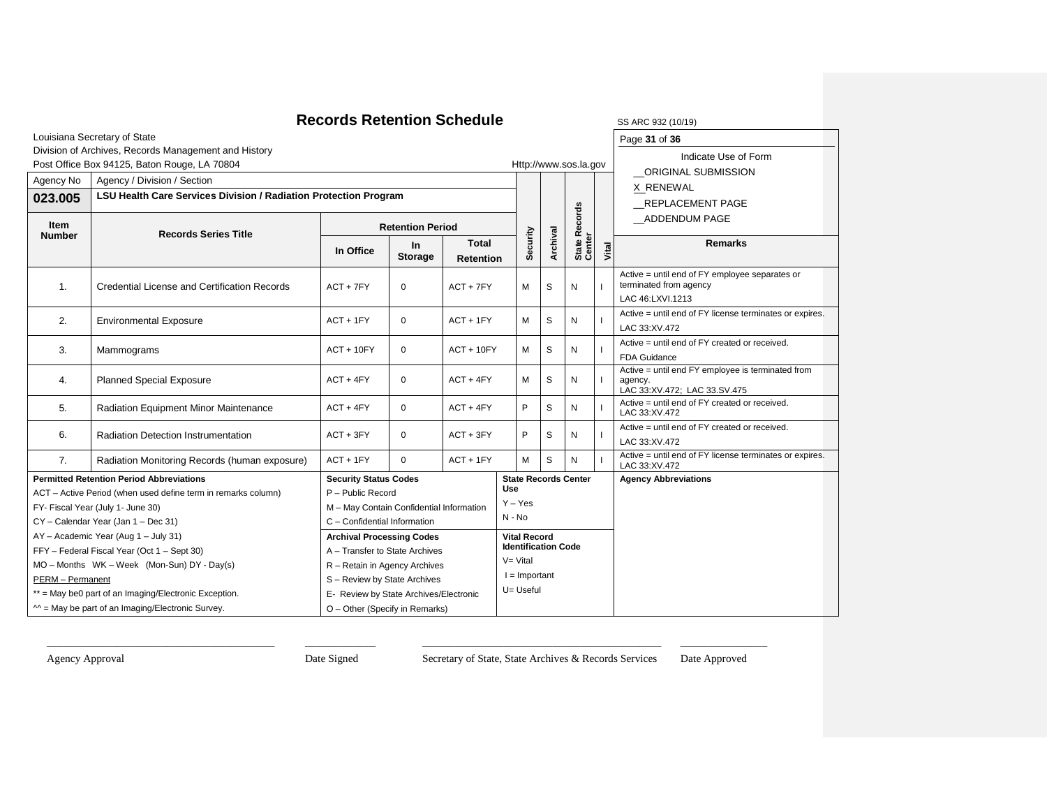# Records Retention Schedule

SS ARC 932 (10/19)

Louisiana Secretary of State
Division of Archives, Records Management and History
Post Office Box 94125, Baton Rouge, LA 70804

Http://www.sos.la.gov

Indicate Use of Form
__ORIGINAL SUBMISSION
X_RENEWAL
__REPLACEMENT PAGE
__ADDENDUM PAGE

| Agency No | Agency / Division / Section | | | | | | | | |
|---|---|---|---|---|---|---|---|---|---|
| **023.005** | **LSU Health Care Services Division / Radiation Protection Program** | | | | | | | | |
| **Item Number** | **Records Series Title** | **Retention Period** | | | **Security** | **Archival** | **State Records Center** | **Vital** | **Remarks** |
| | | **In Office** | **In Storage** | **Total Retention** | | | | | |
| 1. | Credential License and Certification Records | ACT + 7FY | 0 | ACT + 7FY | M | S | N | I | Active = until end of FY employee separates or terminated from agency<br>LAC 46:LXVI.1213 |
| 2. | Environmental Exposure | ACT + 1FY | 0 | ACT + 1FY | M | S | N | I | Active = until end of FY license terminates or expires.<br>LAC 33:XV.472 |
| 3. | Mammograms | ACT + 10FY | 0 | ACT + 10FY | M | S | N | I | Active = until end of FY created or received.<br>FDA Guidance |
| 4. | Planned Special Exposure | ACT + 4FY | 0 | ACT + 4FY | M | S | N | I | Active = until end FY employee is terminated from agency.<br>LAC 33:XV.472; LAC 33.SV.475 |
| 5. | Radiation Equipment Minor Maintenance | ACT + 4FY | 0 | ACT + 4FY | P | S | N | I | Active = until end of FY created or received.<br>LAC 33:XV.472 |
| 6. | Radiation Detection Instrumentation | ACT + 3FY | 0 | ACT + 3FY | P | S | N | I | Active = until end of FY created or received.<br>LAC 33:XV.472 |
| 7. | Radiation Monitoring Records (human exposure) | ACT + 1FY | 0 | ACT + 1FY | M | S | N | I | Active = until end of FY license terminates or expires.<br>LAC 33:XV.472 |

**Permitted Retention Period Abbreviations**
ACT – Active Period (when used define term in remarks column)
FY- Fiscal Year (July 1- June 30)
CY – Calendar Year (Jan 1 – Dec 31)
AY – Academic Year (Aug 1 – July 31)
FFY – Federal Fiscal Year (Oct 1 – Sept 30)
MO – Months WK – Week (Mon-Sun) DY - Day(s)
PERM – Permanent
** = May be0 part of an Imaging/Electronic Exception.
^^ = May be part of an Imaging/Electronic Survey.

**Security Status Codes**
P – Public Record
M – May Contain Confidential Information
C – Confidential Information

**Archival Processing Codes**
A – Transfer to State Archives
R – Retain in Agency Archives
S – Review by State Archives
E- Review by State Archives/Electronic
O – Other (Specify in Remarks)

**State Records Center Use**
Y – Yes
N - No

**Vital Record Identification Code**
V= Vital
I = Important
U= Useful

**Agency Abbreviations**

\_\_\_\_\_\_\_\_\_\_\_\_\_\_\_\_\_\_\_\_\_\_\_\_\_\_\_\_\_\_ Agency Approval

\_\_\_\_\_\_\_\_\_\_\_\_ Date Signed

\_\_\_\_\_\_\_\_\_\_\_\_\_\_\_\_\_\_\_\_\_\_\_\_\_\_\_\_\_\_ Secretary of State, State Archives & Records Services

\_\_\_\_\_\_\_\_\_\_\_\_ Date Approved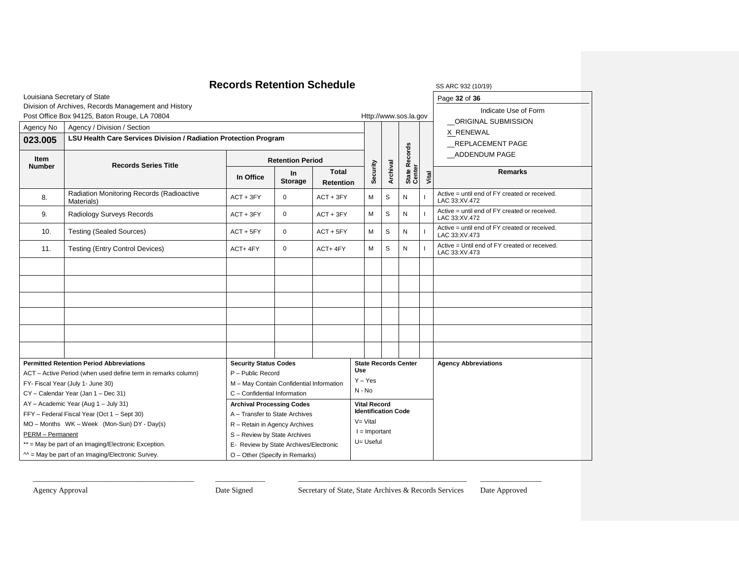# Records Retention Schedule

SS ARC 932 (10/19)

Louisiana Secretary of State
Division of Archives, Records Management and History
Post Office Box 94125, Baton Rouge, LA 70804

Http://www.sos.la.gov

Indicate Use of Form
__ORIGINAL SUBMISSION
X_RENEWAL
__REPLACEMENT PAGE
__ADDENDUM PAGE

| Agency No | Agency / Division / Section | | | | | | | | |
|---|---|---|---|---|---|---|---|---|---|
| **023.005** | **LSU Health Care Services Division / Radiation Protection Program** | | | | | | | | |
| **Item Number** | **Records Series Title** | **Retention Period** | | | **Security** | **Archival** | **State Records Center** | **Vital** | **Remarks** |
| | | **In Office** | **In Storage** | **Total Retention** | | | | | |
| 8. | Radiation Monitoring Records (Radioactive Materials) | ACT + 3FY | 0 | ACT + 3FY | M | S | N | I | Active = until end of FY created or received. LAC 33:XV.472 |
| 9. | Radiology Surveys Records | ACT + 3FY | 0 | ACT + 3FY | M | S | N | I | Active = until end of FY created or received. LAC 33:XV.472 |
| 10. | Testing (Sealed Sources) | ACT + 5FY | 0 | ACT + 5FY | M | S | N | I | Active = until end of FY created or received. LAC 33:XV.473 |
| 11. | Testing (Entry Control Devices) | ACT+ 4FY | 0 | ACT+ 4FY | M | S | N | I | Active = Until end of FY created or received. LAC 33:XV.473 |
| | | | | | | | | | |
| | | | | | | | | | |
| | | | | | | | | | |
| | | | | | | | | | |
| | | | | | | | | | |
| | | | | | | | | | |

**Permitted Retention Period Abbreviations**
ACT – Active Period (when used define term in remarks column)
FY- Fiscal Year (July 1- June 30)
CY – Calendar Year (Jan 1 – Dec 31)
AY – Academic Year (Aug 1 – July 31)
FFY – Federal Fiscal Year (Oct 1 – Sept 30)
MO – Months WK – Week (Mon-Sun) DY - Day(s)
PERM – Permanent
** = May be part of an Imaging/Electronic Exception.
^^ = May be part of an Imaging/Electronic Survey.

**Security Status Codes**
P – Public Record
M – May Contain Confidential Information
C – Confidential Information

**Archival Processing Codes**
A – Transfer to State Archives
R – Retain in Agency Archives
S – Review by State Archives
E- Review by State Archives/Electronic
O – Other (Specify in Remarks)

**State Records Center Use**
Y – Yes
N - No

**Vital Record Identification Code**
V= Vital
I = Important
U= Useful

**Agency Abbreviations**

_______________________ Agency Approval

_______________________ Date Signed

_______________________ Secretary of State, State Archives & Records Services

_______________________ Date Approved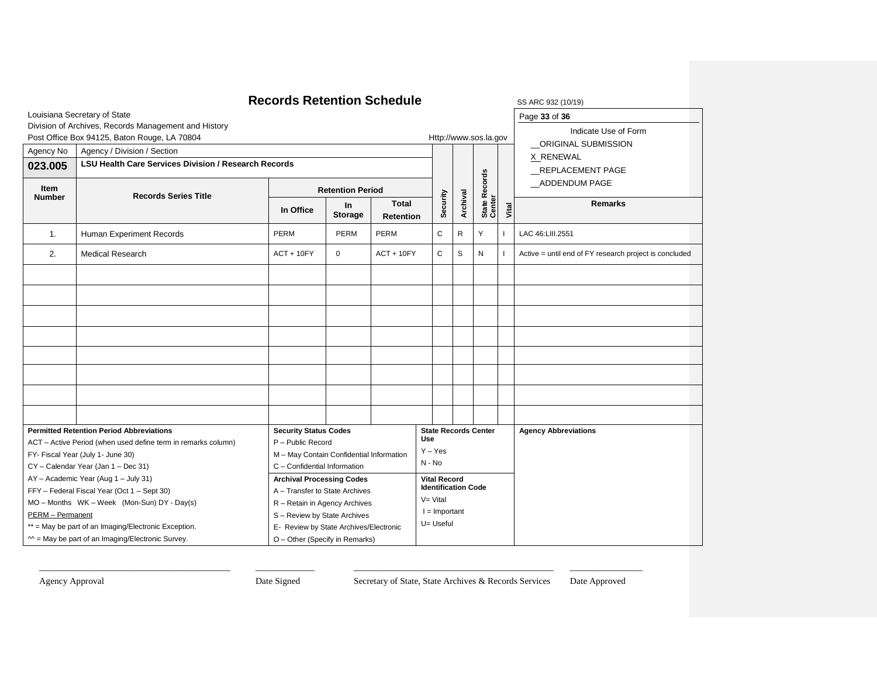# Records Retention Schedule

SS ARC 932 (10/19)

Louisiana Secretary of State
Division of Archives, Records Management and History
Post Office Box 94125, Baton Rouge, LA 70804

Http://www.sos.la.gov

Indicate Use of Form

__ORIGINAL SUBMISSION
X_RENEWAL
__REPLACEMENT PAGE
__ADDENDUM PAGE

| Agency No | Agency / Division / Section | | | | | | | | |
|---|---|---|---|---|---|---|---|---|---|
| **023.005** | **LSU Health Care Services Division / Research Records** | | | | | | | | |

| Item Number | Records Series Title | Retention Period | | | Security | Archival | State Records Center | Vital | Remarks |
|---|---|---|---|---|---|---|---|---|---|
| | | In Office | In Storage | Total Retention | | | | | |
| 1. | Human Experiment Records | PERM | PERM | PERM | C | R | Y | I | LAC 46:LIII.2551 |
| 2. | Medical Research | ACT + 10FY | 0 | ACT + 10FY | C | S | N | I | Active = until end of FY research project is concluded |
| | | | | | | | | | |
| | | | | | | | | | |
| | | | | | | | | | |
| | | | | | | | | | |
| | | | | | | | | | |
| | | | | | | | | | |
| | | | | | | | | | |
| | | | | | | | | | |

**Permitted Retention Period Abbreviations**
ACT – Active Period (when used define term in remarks column)
FY- Fiscal Year (July 1- June 30)
CY – Calendar Year (Jan 1 – Dec 31)
AY – Academic Year (Aug 1 – July 31)
FFY – Federal Fiscal Year (Oct 1 – Sept 30)
MO – Months WK – Week (Mon-Sun) DY - Day(s)
PERM – Permanent
** = May be part of an Imaging/Electronic Exception.
^^ = May be part of an Imaging/Electronic Survey.

**Security Status Codes**
P – Public Record
M – May Contain Confidential Information
C – Confidential Information

**Archival Processing Codes**
A – Transfer to State Archives
R – Retain in Agency Archives
S – Review by State Archives
E- Review by State Archives/Electronic
O – Other (Specify in Remarks)

**State Records Center Use**
Y – Yes
N - No

**Vital Record Identification Code**
V= Vital
I = Important
U= Useful

**Agency Abbreviations**

_______________________________ Agency Approval

__________ Date Signed

_______________________________ Secretary of State, State Archives & Records Services

__________ Date Approved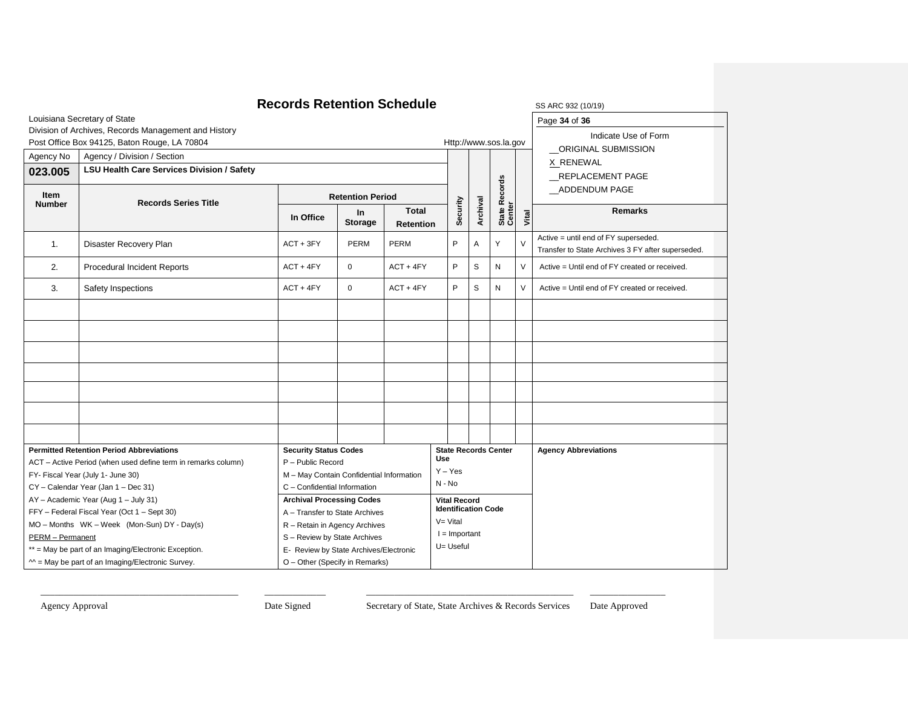# Records Retention Schedule

SS ARC 932 (10/19)

Louisiana Secretary of State
Division of Archives, Records Management and History
Post Office Box 94125, Baton Rouge, LA 70804

Http://www.sos.la.gov

Indicate Use of Form
__ORIGINAL SUBMISSION
X_RENEWAL
__REPLACEMENT PAGE
__ADDENDUM PAGE

| Agency No | Agency / Division / Section | | | | | | | | |
|---|---|---|---|---|---|---|---|---|---|
| **023.005** | **LSU Health Care Services Division / Safety** | | | | | | | | |

| Item Number | Records Series Title | Retention Period | | | Security | Archival | State Records Center | Vital | Remarks |
|---|---|---|---|---|---|---|---|---|---|
| | | In Office | In Storage | Total Retention | | | | | |
| 1. | Disaster Recovery Plan | ACT + 3FY | PERM | PERM | P | A | Y | V | Active = until end of FY superseded. Transfer to State Archives 3 FY after superseded. |
| 2. | Procedural Incident Reports | ACT + 4FY | 0 | ACT + 4FY | P | S | N | V | Active = Until end of FY created or received. |
| 3. | Safety Inspections | ACT + 4FY | 0 | ACT + 4FY | P | S | N | V | Active = Until end of FY created or received. |

**Permitted Retention Period Abbreviations**
ACT – Active Period (when used define term in remarks column)
FY- Fiscal Year (July 1- June 30)
CY – Calendar Year (Jan 1 – Dec 31)
AY – Academic Year (Aug 1 – July 31)
FFY – Federal Fiscal Year (Oct 1 – Sept 30)
MO – Months WK – Week (Mon-Sun) DY - Day(s)
PERM – Permanent
** = May be part of an Imaging/Electronic Exception.
^^ = May be part of an Imaging/Electronic Survey.

**Security Status Codes**
P – Public Record
M – May Contain Confidential Information
C – Confidential Information

**Archival Processing Codes**
A – Transfer to State Archives
R – Retain in Agency Archives
S – Review by State Archives
E- Review by State Archives/Electronic
O – Other (Specify in Remarks)

**State Records Center Use**
Y – Yes
N - No

**Vital Record Identification Code**
V= Vital
I = Important
U= Useful

**Agency Abbreviations**

Agency Approval ____________________ Date Signed ____________________ Secretary of State, State Archives & Records Services ____________________ Date Approved ____________________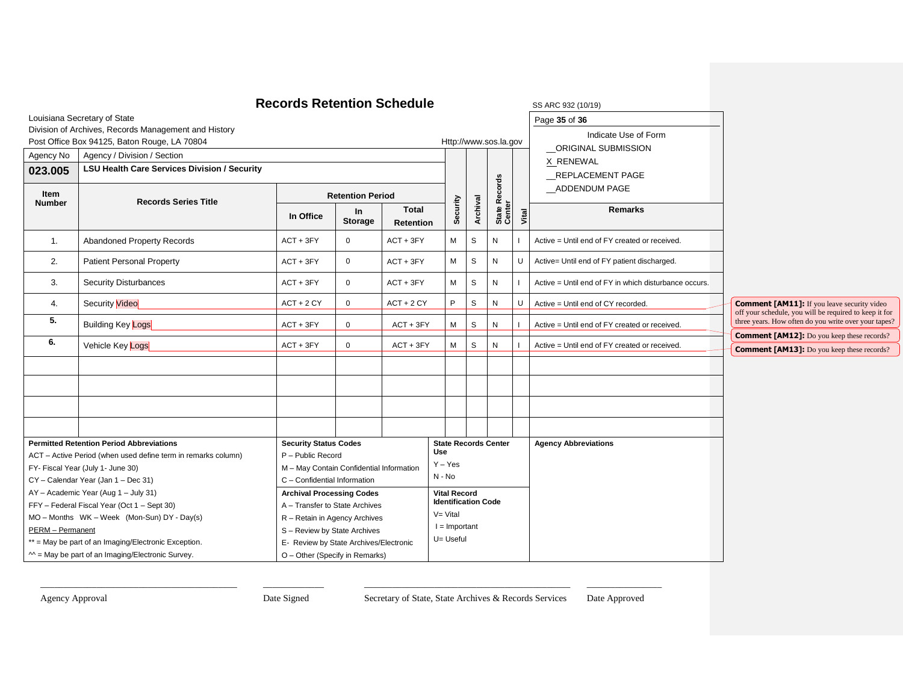# Records Retention Schedule

SS ARC 932 (10/19)

Louisiana Secretary of State
Division of Archives, Records Management and History
Post Office Box 94125, Baton Rouge, LA 70804

Http://www.sos.la.gov

Indicate Use of Form
__ORIGINAL SUBMISSION
X RENEWAL
__REPLACEMENT PAGE
__ADDENDUM PAGE

| Agency No | Agency / Division / Section |
|---|---|
| **023.005** | **LSU Health Care Services Division / Security** |

| Item Number | Records Series Title | Retention Period | | | Security | Archival | State Records Center | Vital | Remarks |
|---|---|---|---|---|---|---|---|---|---|
| | | In Office | In Storage | Total Retention | | | | | |
| 1. | Abandoned Property Records | ACT + 3FY | 0 | ACT + 3FY | M | S | N | I | Active = Until end of FY created or received. |
| 2. | Patient Personal Property | ACT + 3FY | 0 | ACT + 3FY | M | S | N | U | Active= Until end of FY patient discharged. |
| 3. | Security Disturbances | ACT + 3FY | 0 | ACT + 3FY | M | S | N | I | Active = Until end of FY in which disturbance occurs. |
| 4. | Security Video | ACT + 2 CY | 0 | ACT + 2 CY | P | S | N | U | Active = Until end of CY recorded. |
| 5. | Building Key Logs | ACT + 3FY | 0 | ACT + 3FY | M | S | N | I | Active = Until end of FY created or received. |
| 6. | Vehicle Key Logs | ACT + 3FY | 0 | ACT + 3FY | M | S | N | I | Active = Until end of FY created or received. |
| | | | | | | | | | |
| | | | | | | | | | |
| | | | | | | | | | |
| | | | | | | | | | |

**Comment [AM11]:** If you leave security video off your schedule, you will be required to keep it for three years. How often do you write over your tapes?

**Comment [AM12]:** Do you keep these records?

**Comment [AM13]:** Do you keep these records?

**Permitted Retention Period Abbreviations**
ACT – Active Period (when used define term in remarks column)
FY- Fiscal Year (July 1- June 30)
CY – Calendar Year (Jan 1 – Dec 31)
AY – Academic Year (Aug 1 – July 31)
FFY – Federal Fiscal Year (Oct 1 – Sept 30)
MO – Months WK – Week (Mon-Sun) DY - Day(s)
PERM – Permanent
** = May be part of an Imaging/Electronic Exception.
^^ = May be part of an Imaging/Electronic Survey.

**Security Status Codes**
P – Public Record
M – May Contain Confidential Information
C – Confidential Information

**Archival Processing Codes**
A – Transfer to State Archives
R – Retain in Agency Archives
S – Review by State Archives
E- Review by State Archives/Electronic
O – Other (Specify in Remarks)

**State Records Center Use**
Y – Yes
N - No

**Vital Record Identification Code**
V= Vital
I = Important
U= Useful

**Agency Abbreviations**

\_\_\_\_\_\_\_\_\_\_\_\_\_\_\_\_\_\_\_\_\_\_\_\_\_\_\_\_\_\_\_\_\_\_
Agency Approval

\_\_\_\_\_\_\_\_\_\_\_\_
Date Signed

\_\_\_\_\_\_\_\_\_\_\_\_\_\_\_\_\_\_\_\_\_\_\_\_\_\_\_\_\_\_\_\_\_\_
Secretary of State, State Archives & Records Services

\_\_\_\_\_\_\_\_\_\_\_\_
Date Approved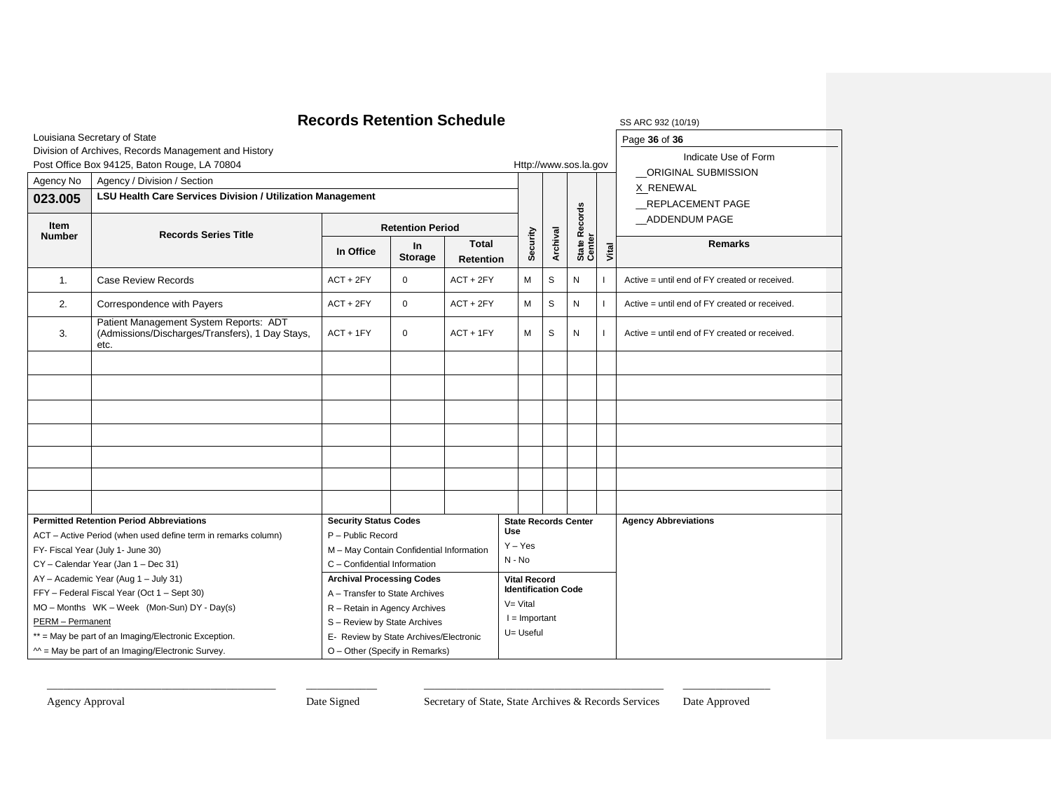# Records Retention Schedule

SS ARC 932 (10/19)

Louisiana Secretary of State
Division of Archives, Records Management and History
Post Office Box 94125, Baton Rouge, LA 70804

Http://www.sos.la.gov

Indicate Use of Form
__ORIGINAL SUBMISSION
X_RENEWAL
__REPLACEMENT PAGE
__ADDENDUM PAGE

| Agency No | Agency / Division / Section | | | | | | | | |
|---|---|---|---|---|---|---|---|---|---|
| **023.005** | **LSU Health Care Services Division / Utilization Management** | | | | | | | | |
| **Item Number** | **Records Series Title** | **Retention Period** | | | **Security** | **Archival** | **State Records Center** | **Vital** | **Remarks** |
| | | **In Office** | **In Storage** | **Total Retention** | | | | | |
| 1. | Case Review Records | ACT + 2FY | 0 | ACT + 2FY | M | S | N | I | Active = until end of FY created or received. |
| 2. | Correspondence with Payers | ACT + 2FY | 0 | ACT + 2FY | M | S | N | I | Active = until end of FY created or received. |
| 3. | Patient Management System Reports: ADT (Admissions/Discharges/Transfers), 1 Day Stays, etc. | ACT + 1FY | 0 | ACT + 1FY | M | S | N | I | Active = until end of FY created or received. |
| | | | | | | | | | |
| | | | | | | | | | |
| | | | | | | | | | |
| | | | | | | | | | |
| | | | | | | | | | |
| | | | | | | | | | |
| | | | | | | | | | |

**Permitted Retention Period Abbreviations**
ACT – Active Period (when used define term in remarks column)
FY- Fiscal Year (July 1- June 30)
CY – Calendar Year (Jan 1 – Dec 31)
AY – Academic Year (Aug 1 – July 31)
FFY – Federal Fiscal Year (Oct 1 – Sept 30)
MO – Months WK – Week (Mon-Sun) DY - Day(s)
PERM – Permanent
** = May be part of an Imaging/Electronic Exception.
^^ = May be part of an Imaging/Electronic Survey.

**Security Status Codes**
P – Public Record
M – May Contain Confidential Information
C – Confidential Information

**Archival Processing Codes**
A – Transfer to State Archives
R – Retain in Agency Archives
S – Review by State Archives
E- Review by State Archives/Electronic
O – Other (Specify in Remarks)

**State Records Center Use**
Y – Yes
N - No

**Vital Record Identification Code**
V= Vital
I = Important
U= Useful

**Agency Abbreviations**

Agency Approval ____________________ Date Signed ____________

Secretary of State, State Archives & Records Services ____________________ Date Approved ____________